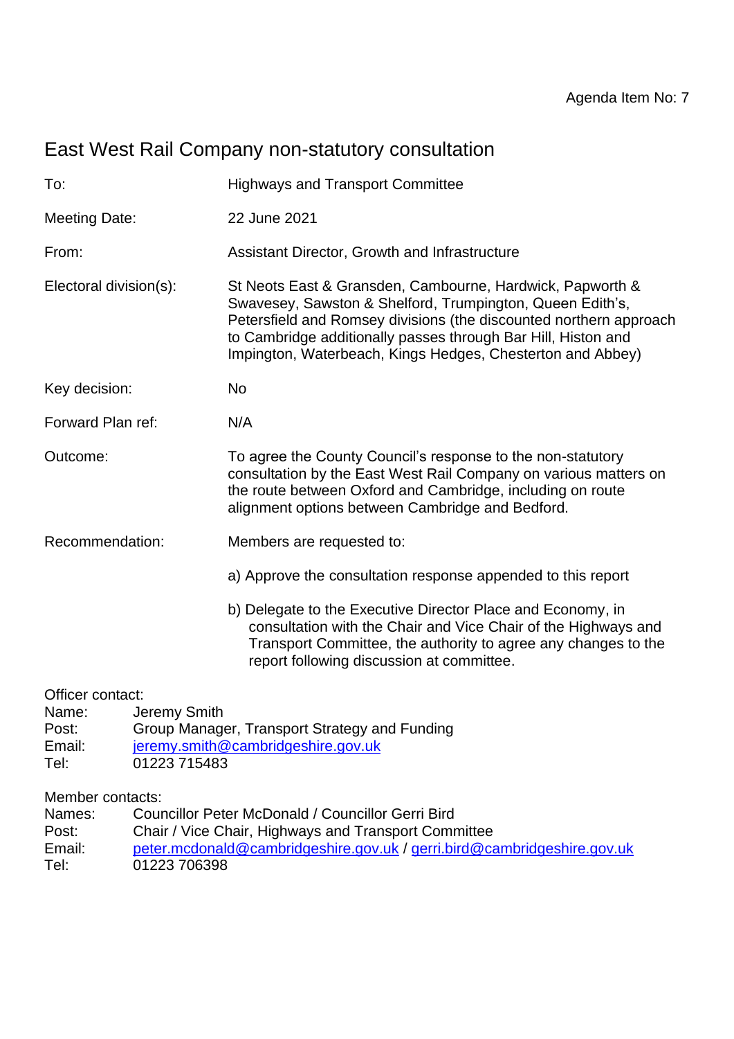Agenda Item No: 7

# East West Rail Company non-statutory consultation

| | |
|---|---|
| To: | Highways and Transport Committee |
| Meeting Date: | 22 June 2021 |
| From: | Assistant Director, Growth and Infrastructure |
| Electoral division(s): | St Neots East & Gransden, Cambourne, Hardwick, Papworth & Swavesey, Sawston & Shelford, Trumpington, Queen Edith's, Petersfield and Romsey divisions (the discounted northern approach to Cambridge additionally passes through Bar Hill, Histon and Impington, Waterbeach, Kings Hedges, Chesterton and Abbey) |
| Key decision: | No |
| Forward Plan ref: | N/A |
| Outcome: | To agree the County Council's response to the non-statutory consultation by the East West Rail Company on various matters on the route between Oxford and Cambridge, including on route alignment options between Cambridge and Bedford. |
| Recommendation: | Members are requested to: |

a) Approve the consultation response appended to this report

b) Delegate to the Executive Director Place and Economy, in consultation with the Chair and Vice Chair of the Highways and Transport Committee, the authority to agree any changes to the report following discussion at committee.

Officer contact:

Name: Jeremy Smith
Post: Group Manager, Transport Strategy and Funding
Email: jeremy.smith@cambridgeshire.gov.uk
Tel: 01223 715483

Member contacts:

Names: Councillor Peter McDonald / Councillor Gerri Bird
Post: Chair / Vice Chair, Highways and Transport Committee
Email: peter.mcdonald@cambridgeshire.gov.uk / gerri.bird@cambridgeshire.gov.uk
Tel: 01223 706398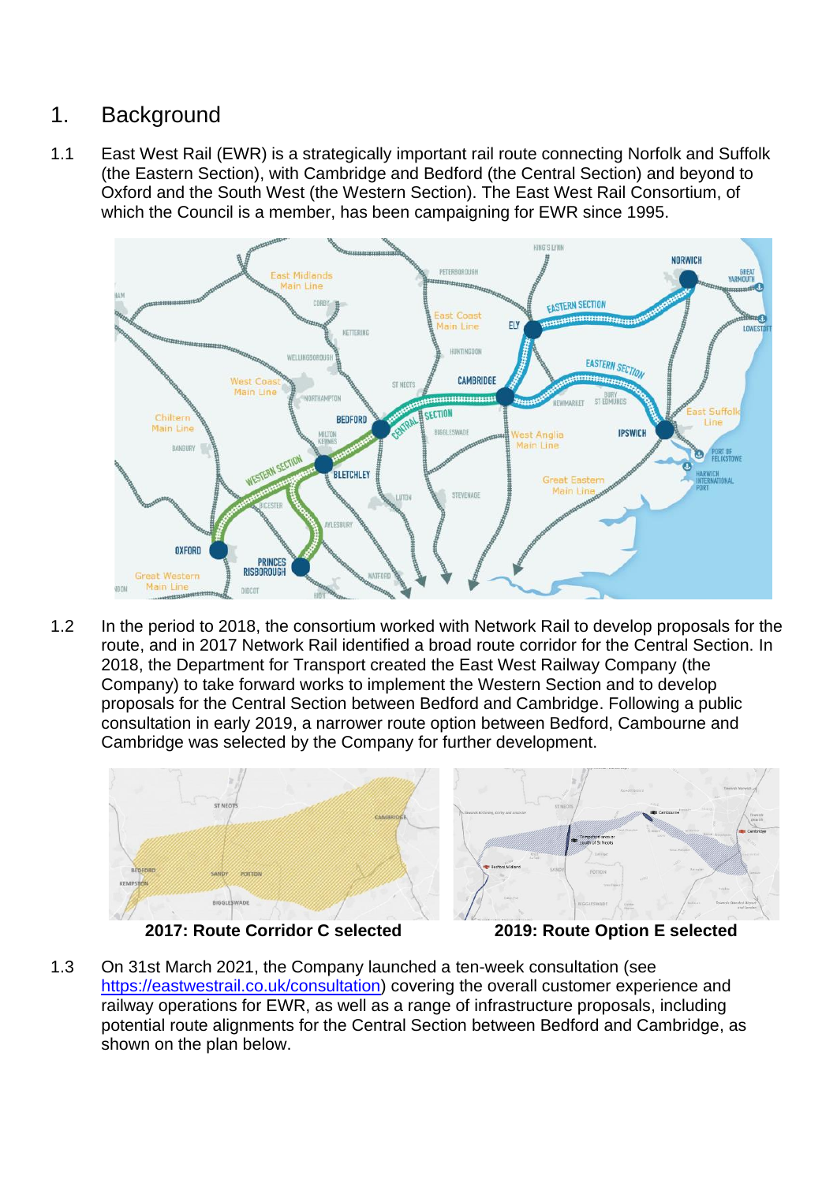# 1. Background

1.1 East West Rail (EWR) is a strategically important rail route connecting Norfolk and Suffolk (the Eastern Section), with Cambridge and Bedford (the Central Section) and beyond to Oxford and the South West (the Western Section). The East West Rail Consortium, of which the Council is a member, has been campaigning for EWR since 1995.

1.2 In the period to 2018, the consortium worked with Network Rail to develop proposals for the route, and in 2017 Network Rail identified a broad route corridor for the Central Section. In 2018, the Department for Transport created the East West Railway Company (the Company) to take forward works to implement the Western Section and to develop proposals for the Central Section between Bedford and Cambridge. Following a public consultation in early 2019, a narrower route option between Bedford, Cambourne and Cambridge was selected by the Company for further development.

**2017: Route Corridor C selected** **2019: Route Option E selected**

1.3 On 31st March 2021, the Company launched a ten-week consultation (see https://eastwestrail.co.uk/consultation) covering the overall customer experience and railway operations for EWR, as well as a range of infrastructure proposals, including potential route alignments for the Central Section between Bedford and Cambridge, as shown on the plan below.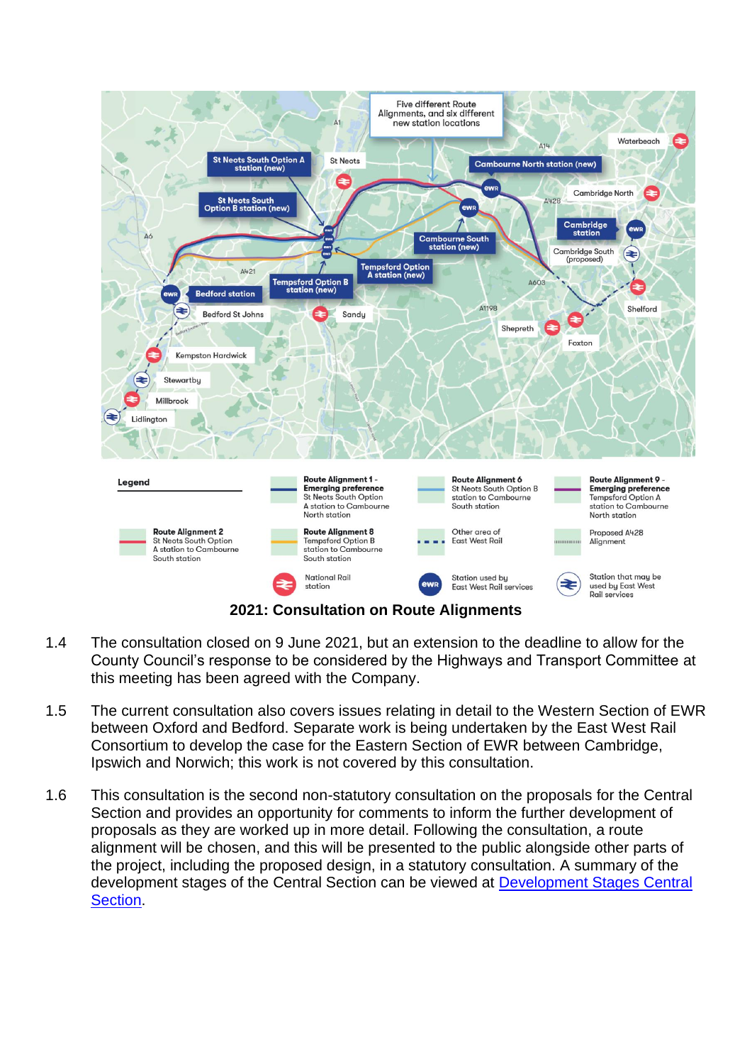**2021: Consultation on Route Alignments**

1.4 The consultation closed on 9 June 2021, but an extension to the deadline to allow for the County Council's response to be considered by the Highways and Transport Committee at this meeting has been agreed with the Company.

1.5 The current consultation also covers issues relating in detail to the Western Section of EWR between Oxford and Bedford. Separate work is being undertaken by the East West Rail Consortium to develop the case for the Eastern Section of EWR between Cambridge, Ipswich and Norwich; this work is not covered by this consultation.

1.6 This consultation is the second non-statutory consultation on the proposals for the Central Section and provides an opportunity for comments to inform the further development of proposals as they are worked up in more detail. Following the consultation, a route alignment will be chosen, and this will be presented to the public alongside other parts of the project, including the proposed design, in a statutory consultation. A summary of the development stages of the Central Section can be viewed at [Development Stages Central Section](Development Stages Central Section).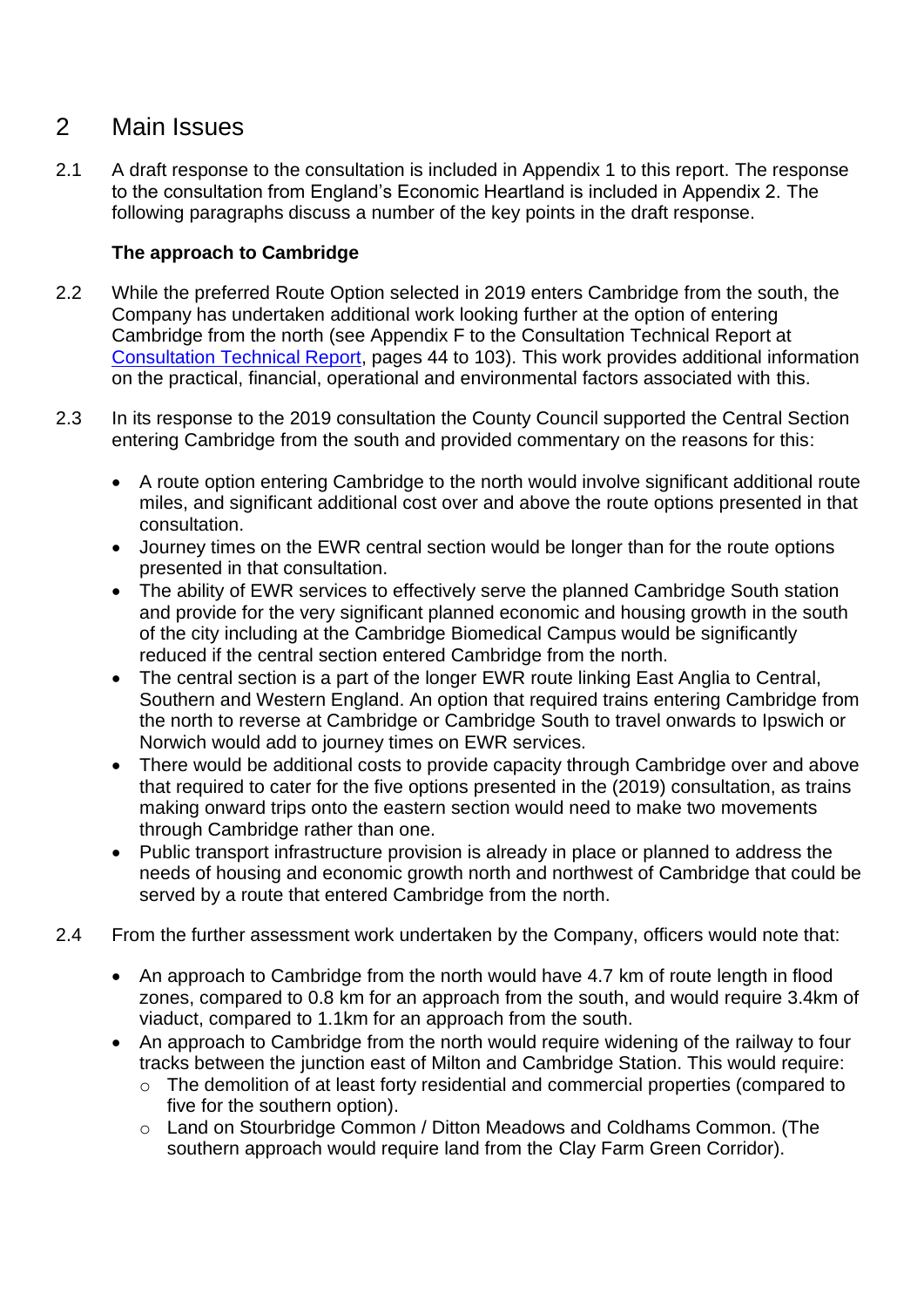## 2 Main Issues

2.1 A draft response to the consultation is included in Appendix 1 to this report. The response to the consultation from England's Economic Heartland is included in Appendix 2. The following paragraphs discuss a number of the key points in the draft response.

**The approach to Cambridge**

2.2 While the preferred Route Option selected in 2019 enters Cambridge from the south, the Company has undertaken additional work looking further at the option of entering Cambridge from the north (see Appendix F to the Consultation Technical Report at Consultation Technical Report, pages 44 to 103). This work provides additional information on the practical, financial, operational and environmental factors associated with this.

2.3 In its response to the 2019 consultation the County Council supported the Central Section entering Cambridge from the south and provided commentary on the reasons for this:

- A route option entering Cambridge to the north would involve significant additional route miles, and significant additional cost over and above the route options presented in that consultation.
- Journey times on the EWR central section would be longer than for the route options presented in that consultation.
- The ability of EWR services to effectively serve the planned Cambridge South station and provide for the very significant planned economic and housing growth in the south of the city including at the Cambridge Biomedical Campus would be significantly reduced if the central section entered Cambridge from the north.
- The central section is a part of the longer EWR route linking East Anglia to Central, Southern and Western England. An option that required trains entering Cambridge from the north to reverse at Cambridge or Cambridge South to travel onwards to Ipswich or Norwich would add to journey times on EWR services.
- There would be additional costs to provide capacity through Cambridge over and above that required to cater for the five options presented in the (2019) consultation, as trains making onward trips onto the eastern section would need to make two movements through Cambridge rather than one.
- Public transport infrastructure provision is already in place or planned to address the needs of housing and economic growth north and northwest of Cambridge that could be served by a route that entered Cambridge from the north.

2.4 From the further assessment work undertaken by the Company, officers would note that:

- An approach to Cambridge from the north would have 4.7 km of route length in flood zones, compared to 0.8 km for an approach from the south, and would require 3.4km of viaduct, compared to 1.1km for an approach from the south.
- An approach to Cambridge from the north would require widening of the railway to four tracks between the junction east of Milton and Cambridge Station. This would require:
  - The demolition of at least forty residential and commercial properties (compared to five for the southern option).
  - Land on Stourbridge Common / Ditton Meadows and Coldhams Common. (The southern approach would require land from the Clay Farm Green Corridor).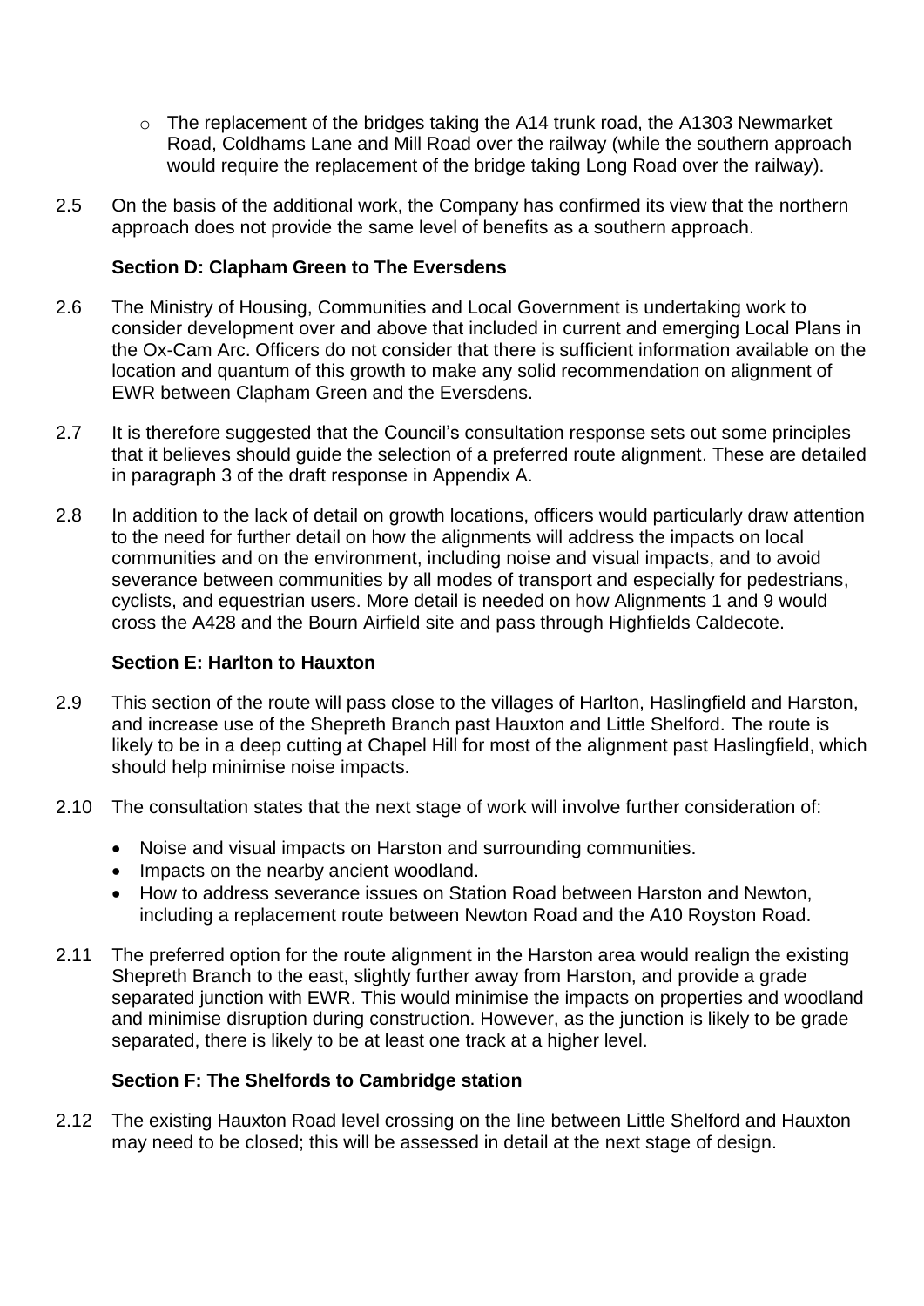- The replacement of the bridges taking the A14 trunk road, the A1303 Newmarket Road, Coldhams Lane and Mill Road over the railway (while the southern approach would require the replacement of the bridge taking Long Road over the railway).

2.5 On the basis of the additional work, the Company has confirmed its view that the northern approach does not provide the same level of benefits as a southern approach.

**Section D: Clapham Green to The Eversdens**

2.6 The Ministry of Housing, Communities and Local Government is undertaking work to consider development over and above that included in current and emerging Local Plans in the Ox-Cam Arc. Officers do not consider that there is sufficient information available on the location and quantum of this growth to make any solid recommendation on alignment of EWR between Clapham Green and the Eversdens.

2.7 It is therefore suggested that the Council's consultation response sets out some principles that it believes should guide the selection of a preferred route alignment. These are detailed in paragraph 3 of the draft response in Appendix A.

2.8 In addition to the lack of detail on growth locations, officers would particularly draw attention to the need for further detail on how the alignments will address the impacts on local communities and on the environment, including noise and visual impacts, and to avoid severance between communities by all modes of transport and especially for pedestrians, cyclists, and equestrian users. More detail is needed on how Alignments 1 and 9 would cross the A428 and the Bourn Airfield site and pass through Highfields Caldecote.

**Section E: Harlton to Hauxton**

2.9 This section of the route will pass close to the villages of Harlton, Haslingfield and Harston, and increase use of the Shepreth Branch past Hauxton and Little Shelford. The route is likely to be in a deep cutting at Chapel Hill for most of the alignment past Haslingfield, which should help minimise noise impacts.

2.10 The consultation states that the next stage of work will involve further consideration of:

- Noise and visual impacts on Harston and surrounding communities.
- Impacts on the nearby ancient woodland.
- How to address severance issues on Station Road between Harston and Newton, including a replacement route between Newton Road and the A10 Royston Road.

2.11 The preferred option for the route alignment in the Harston area would realign the existing Shepreth Branch to the east, slightly further away from Harston, and provide a grade separated junction with EWR. This would minimise the impacts on properties and woodland and minimise disruption during construction. However, as the junction is likely to be grade separated, there is likely to be at least one track at a higher level.

**Section F: The Shelfords to Cambridge station**

2.12 The existing Hauxton Road level crossing on the line between Little Shelford and Hauxton may need to be closed; this will be assessed in detail at the next stage of design.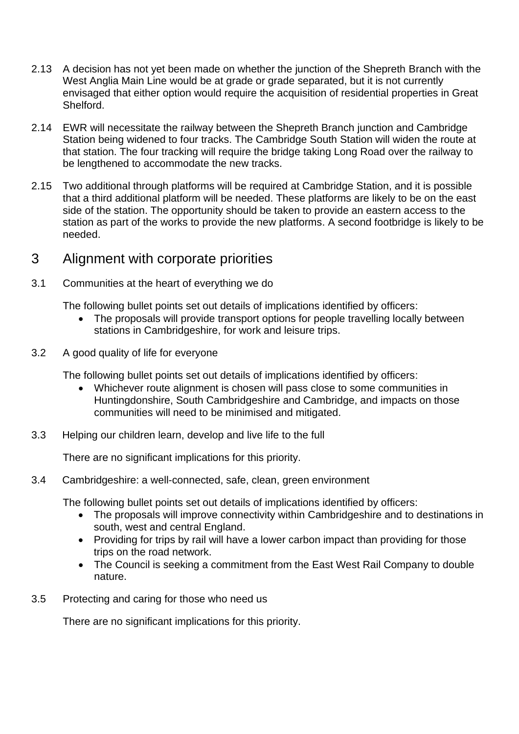2.13 A decision has not yet been made on whether the junction of the Shepreth Branch with the West Anglia Main Line would be at grade or grade separated, but it is not currently envisaged that either option would require the acquisition of residential properties in Great Shelford.

2.14 EWR will necessitate the railway between the Shepreth Branch junction and Cambridge Station being widened to four tracks. The Cambridge South Station will widen the route at that station. The four tracking will require the bridge taking Long Road over the railway to be lengthened to accommodate the new tracks.

2.15 Two additional through platforms will be required at Cambridge Station, and it is possible that a third additional platform will be needed. These platforms are likely to be on the east side of the station. The opportunity should be taken to provide an eastern access to the station as part of the works to provide the new platforms. A second footbridge is likely to be needed.

## 3 Alignment with corporate priorities

3.1 Communities at the heart of everything we do

The following bullet points set out details of implications identified by officers:

- The proposals will provide transport options for people travelling locally between stations in Cambridgeshire, for work and leisure trips.

3.2 A good quality of life for everyone

The following bullet points set out details of implications identified by officers:

- Whichever route alignment is chosen will pass close to some communities in Huntingdonshire, South Cambridgeshire and Cambridge, and impacts on those communities will need to be minimised and mitigated.

3.3 Helping our children learn, develop and live life to the full

There are no significant implications for this priority.

3.4 Cambridgeshire: a well-connected, safe, clean, green environment

The following bullet points set out details of implications identified by officers:

- The proposals will improve connectivity within Cambridgeshire and to destinations in south, west and central England.
- Providing for trips by rail will have a lower carbon impact than providing for those trips on the road network.
- The Council is seeking a commitment from the East West Rail Company to double nature.

3.5 Protecting and caring for those who need us

There are no significant implications for this priority.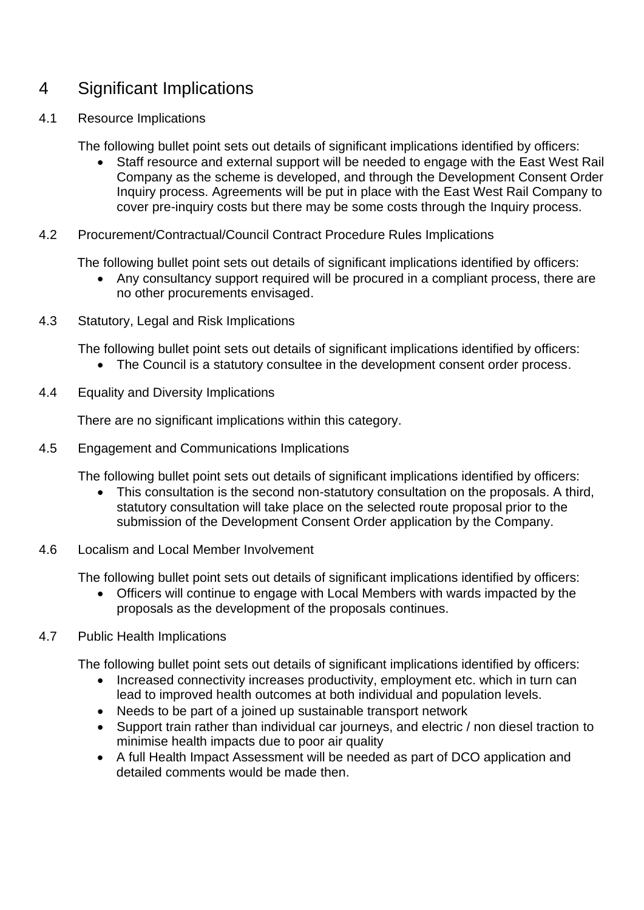# 4 Significant Implications

## 4.1 Resource Implications

The following bullet point sets out details of significant implications identified by officers:

- Staff resource and external support will be needed to engage with the East West Rail Company as the scheme is developed, and through the Development Consent Order Inquiry process. Agreements will be put in place with the East West Rail Company to cover pre-inquiry costs but there may be some costs through the Inquiry process.

## 4.2 Procurement/Contractual/Council Contract Procedure Rules Implications

The following bullet point sets out details of significant implications identified by officers:

- Any consultancy support required will be procured in a compliant process, there are no other procurements envisaged.

## 4.3 Statutory, Legal and Risk Implications

The following bullet point sets out details of significant implications identified by officers:

- The Council is a statutory consultee in the development consent order process.

## 4.4 Equality and Diversity Implications

There are no significant implications within this category.

## 4.5 Engagement and Communications Implications

The following bullet point sets out details of significant implications identified by officers:

- This consultation is the second non-statutory consultation on the proposals. A third, statutory consultation will take place on the selected route proposal prior to the submission of the Development Consent Order application by the Company.

## 4.6 Localism and Local Member Involvement

The following bullet point sets out details of significant implications identified by officers:

- Officers will continue to engage with Local Members with wards impacted by the proposals as the development of the proposals continues.

## 4.7 Public Health Implications

The following bullet point sets out details of significant implications identified by officers:

- Increased connectivity increases productivity, employment etc. which in turn can lead to improved health outcomes at both individual and population levels.
- Needs to be part of a joined up sustainable transport network
- Support train rather than individual car journeys, and electric / non diesel traction to minimise health impacts due to poor air quality
- A full Health Impact Assessment will be needed as part of DCO application and detailed comments would be made then.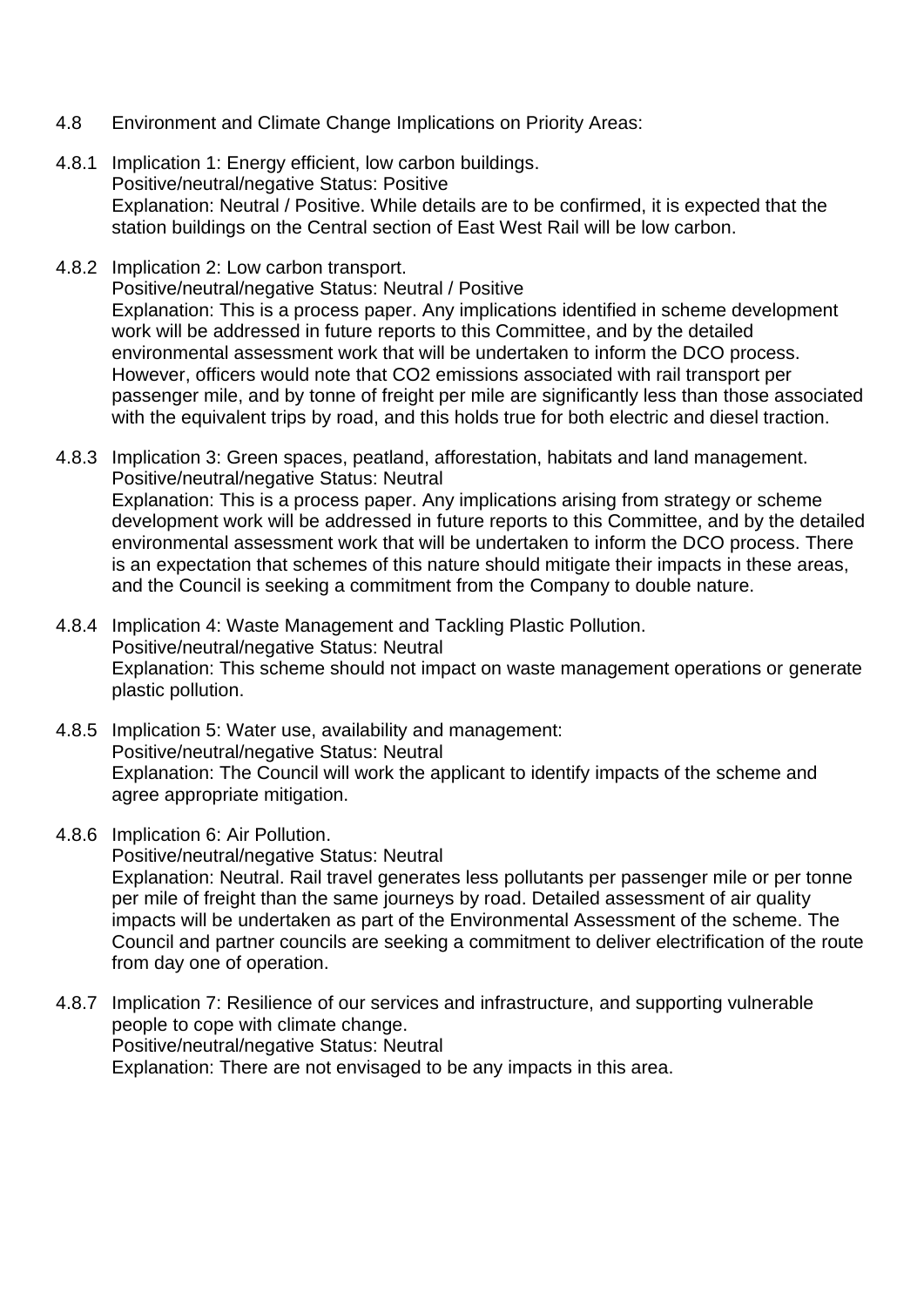4.8 Environment and Climate Change Implications on Priority Areas:

4.8.1 Implication 1: Energy efficient, low carbon buildings.
Positive/neutral/negative Status: Positive
Explanation: Neutral / Positive. While details are to be confirmed, it is expected that the station buildings on the Central section of East West Rail will be low carbon.

4.8.2 Implication 2: Low carbon transport.
Positive/neutral/negative Status: Neutral / Positive
Explanation: This is a process paper. Any implications identified in scheme development work will be addressed in future reports to this Committee, and by the detailed environmental assessment work that will be undertaken to inform the DCO process. However, officers would note that CO2 emissions associated with rail transport per passenger mile, and by tonne of freight per mile are significantly less than those associated with the equivalent trips by road, and this holds true for both electric and diesel traction.

4.8.3 Implication 3: Green spaces, peatland, afforestation, habitats and land management.
Positive/neutral/negative Status: Neutral
Explanation: This is a process paper. Any implications arising from strategy or scheme development work will be addressed in future reports to this Committee, and by the detailed environmental assessment work that will be undertaken to inform the DCO process. There is an expectation that schemes of this nature should mitigate their impacts in these areas, and the Council is seeking a commitment from the Company to double nature.

4.8.4 Implication 4: Waste Management and Tackling Plastic Pollution.
Positive/neutral/negative Status: Neutral
Explanation: This scheme should not impact on waste management operations or generate plastic pollution.

4.8.5 Implication 5: Water use, availability and management:
Positive/neutral/negative Status: Neutral
Explanation: The Council will work the applicant to identify impacts of the scheme and agree appropriate mitigation.

4.8.6 Implication 6: Air Pollution.
Positive/neutral/negative Status: Neutral
Explanation: Neutral. Rail travel generates less pollutants per passenger mile or per tonne per mile of freight than the same journeys by road. Detailed assessment of air quality impacts will be undertaken as part of the Environmental Assessment of the scheme. The Council and partner councils are seeking a commitment to deliver electrification of the route from day one of operation.

4.8.7 Implication 7: Resilience of our services and infrastructure, and supporting vulnerable people to cope with climate change.
Positive/neutral/negative Status: Neutral
Explanation: There are not envisaged to be any impacts in this area.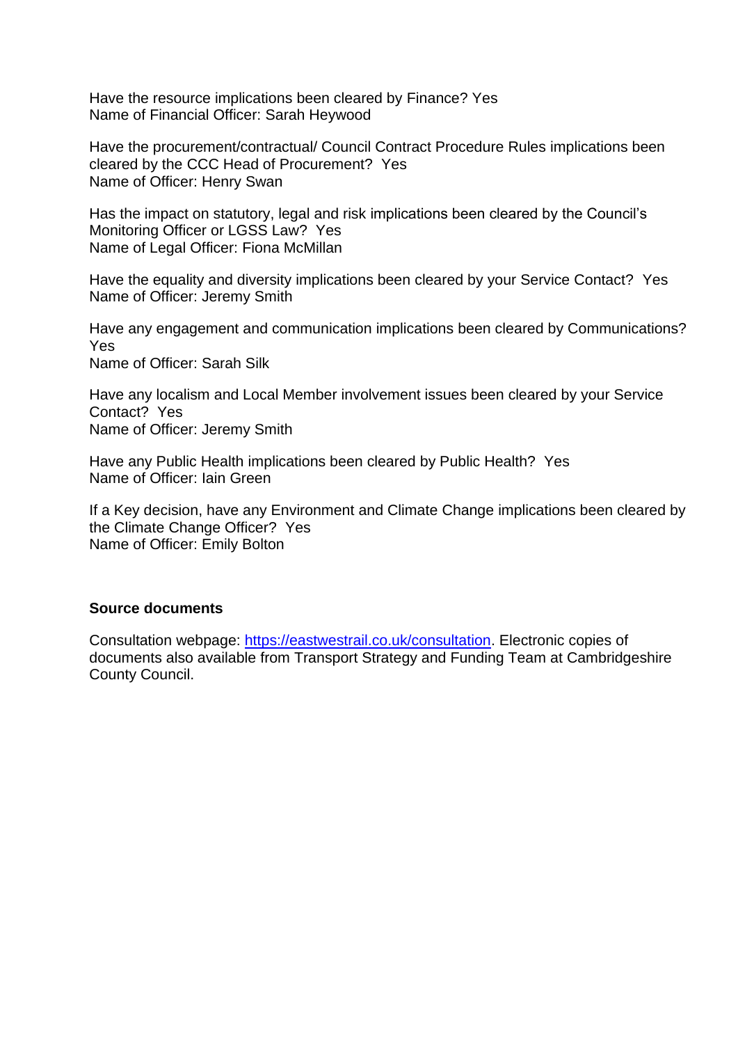Have the resource implications been cleared by Finance? Yes
Name of Financial Officer: Sarah Heywood

Have the procurement/contractual/ Council Contract Procedure Rules implications been cleared by the CCC Head of Procurement? Yes
Name of Officer: Henry Swan

Has the impact on statutory, legal and risk implications been cleared by the Council's Monitoring Officer or LGSS Law? Yes
Name of Legal Officer: Fiona McMillan

Have the equality and diversity implications been cleared by your Service Contact? Yes
Name of Officer: Jeremy Smith

Have any engagement and communication implications been cleared by Communications? Yes
Name of Officer: Sarah Silk

Have any localism and Local Member involvement issues been cleared by your Service Contact? Yes
Name of Officer: Jeremy Smith

Have any Public Health implications been cleared by Public Health? Yes
Name of Officer: Iain Green

If a Key decision, have any Environment and Climate Change implications been cleared by the Climate Change Officer? Yes
Name of Officer: Emily Bolton

**Source documents**

Consultation webpage: [https://eastwestrail.co.uk/consultation](https://eastwestrail.co.uk/consultation). Electronic copies of documents also available from Transport Strategy and Funding Team at Cambridgeshire County Council.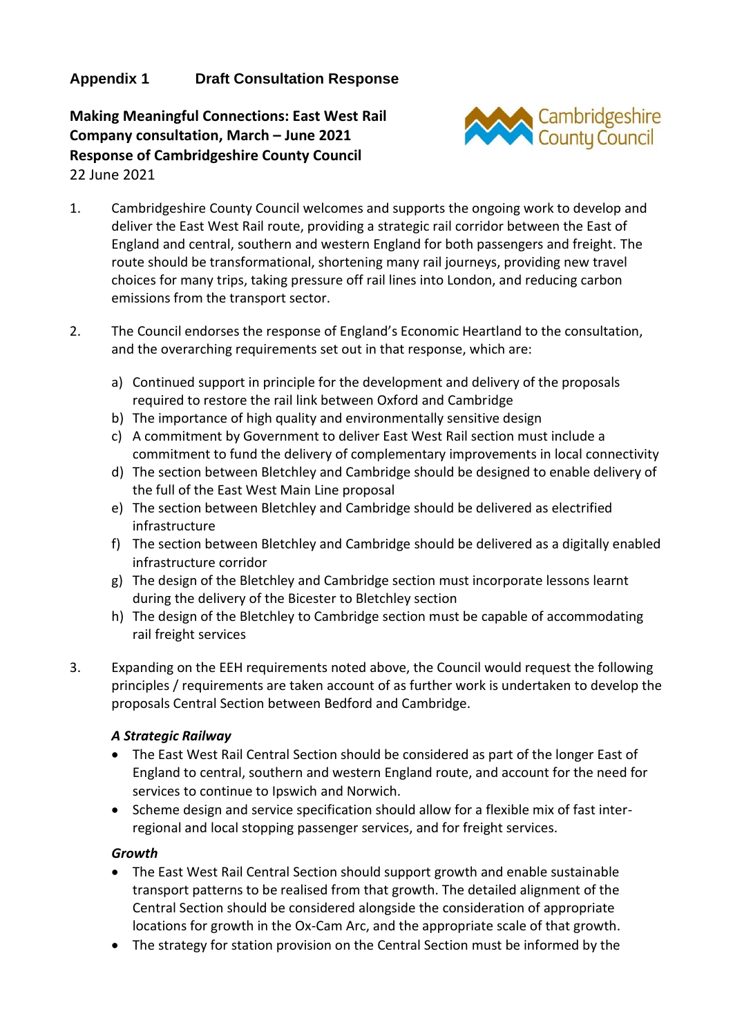## Appendix 1 Draft Consultation Response

**Making Meaningful Connections: East West Rail Company consultation, March – June 2021**
**Response of Cambridgeshire County Council**
22 June 2021

1. Cambridgeshire County Council welcomes and supports the ongoing work to develop and deliver the East West Rail route, providing a strategic rail corridor between the East of England and central, southern and western England for both passengers and freight. The route should be transformational, shortening many rail journeys, providing new travel choices for many trips, taking pressure off rail lines into London, and reducing carbon emissions from the transport sector.

2. The Council endorses the response of England's Economic Heartland to the consultation, and the overarching requirements set out in that response, which are:

   a) Continued support in principle for the development and delivery of the proposals required to restore the rail link between Oxford and Cambridge
   b) The importance of high quality and environmentally sensitive design
   c) A commitment by Government to deliver East West Rail section must include a commitment to fund the delivery of complementary improvements in local connectivity
   d) The section between Bletchley and Cambridge should be designed to enable delivery of the full of the East West Main Line proposal
   e) The section between Bletchley and Cambridge should be delivered as electrified infrastructure
   f) The section between Bletchley and Cambridge should be delivered as a digitally enabled infrastructure corridor
   g) The design of the Bletchley and Cambridge section must incorporate lessons learnt during the delivery of the Bicester to Bletchley section
   h) The design of the Bletchley to Cambridge section must be capable of accommodating rail freight services

3. Expanding on the EEH requirements noted above, the Council would request the following principles / requirements are taken account of as further work is undertaken to develop the proposals Central Section between Bedford and Cambridge.

   ***A Strategic Railway***

   - The East West Rail Central Section should be considered as part of the longer East of England to central, southern and western England route, and account for the need for services to continue to Ipswich and Norwich.
   - Scheme design and service specification should allow for a flexible mix of fast inter-regional and local stopping passenger services, and for freight services.

   ***Growth***

   - The East West Rail Central Section should support growth and enable sustainable transport patterns to be realised from that growth. The detailed alignment of the Central Section should be considered alongside the consideration of appropriate locations for growth in the Ox-Cam Arc, and the appropriate scale of that growth.
   - The strategy for station provision on the Central Section must be informed by the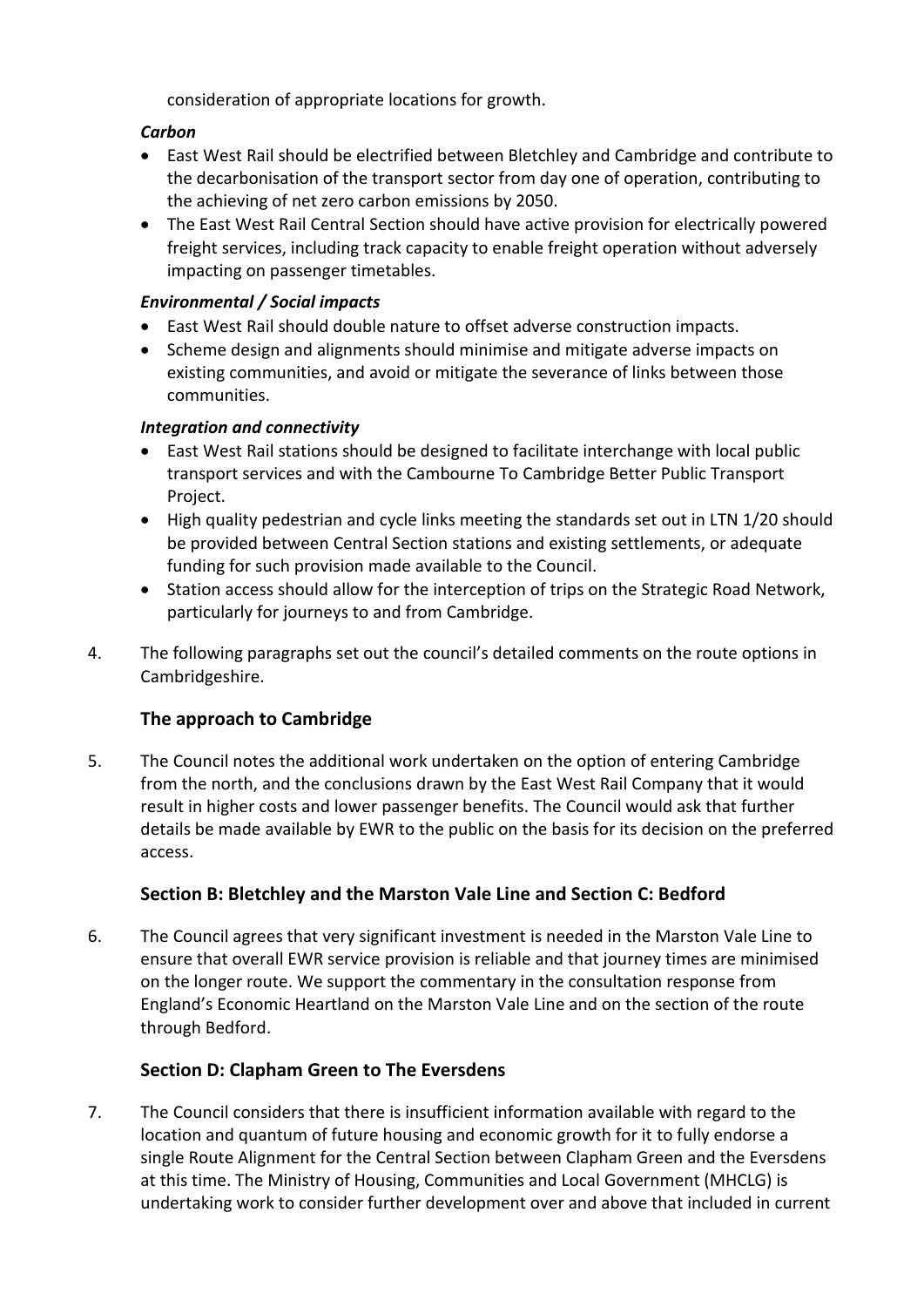consideration of appropriate locations for growth.

***Carbon***

- East West Rail should be electrified between Bletchley and Cambridge and contribute to the decarbonisation of the transport sector from day one of operation, contributing to the achieving of net zero carbon emissions by 2050.
- The East West Rail Central Section should have active provision for electrically powered freight services, including track capacity to enable freight operation without adversely impacting on passenger timetables.

***Environmental / Social impacts***

- East West Rail should double nature to offset adverse construction impacts.
- Scheme design and alignments should minimise and mitigate adverse impacts on existing communities, and avoid or mitigate the severance of links between those communities.

***Integration and connectivity***

- East West Rail stations should be designed to facilitate interchange with local public transport services and with the Cambourne To Cambridge Better Public Transport Project.
- High quality pedestrian and cycle links meeting the standards set out in LTN 1/20 should be provided between Central Section stations and existing settlements, or adequate funding for such provision made available to the Council.
- Station access should allow for the interception of trips on the Strategic Road Network, particularly for journeys to and from Cambridge.

4. The following paragraphs set out the council's detailed comments on the route options in Cambridgeshire.

## The approach to Cambridge

5. The Council notes the additional work undertaken on the option of entering Cambridge from the north, and the conclusions drawn by the East West Rail Company that it would result in higher costs and lower passenger benefits. The Council would ask that further details be made available by EWR to the public on the basis for its decision on the preferred access.

## Section B: Bletchley and the Marston Vale Line and Section C: Bedford

6. The Council agrees that very significant investment is needed in the Marston Vale Line to ensure that overall EWR service provision is reliable and that journey times are minimised on the longer route. We support the commentary in the consultation response from England's Economic Heartland on the Marston Vale Line and on the section of the route through Bedford.

## Section D: Clapham Green to The Eversdens

7. The Council considers that there is insufficient information available with regard to the location and quantum of future housing and economic growth for it to fully endorse a single Route Alignment for the Central Section between Clapham Green and the Eversdens at this time. The Ministry of Housing, Communities and Local Government (MHCLG) is undertaking work to consider further development over and above that included in current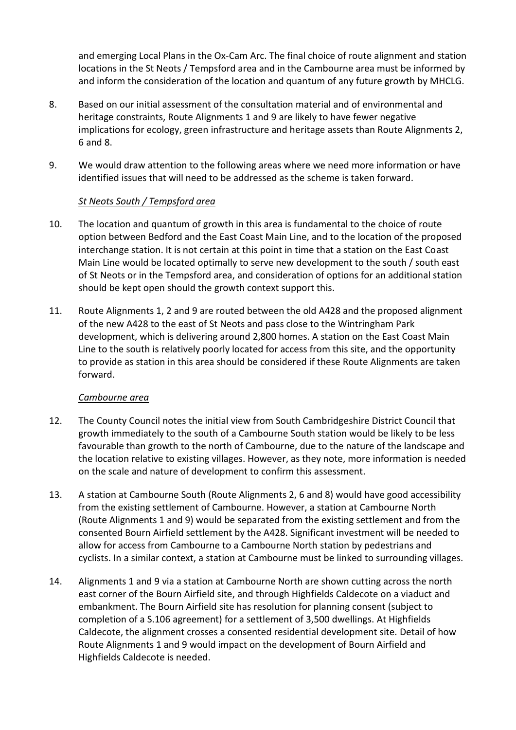and emerging Local Plans in the Ox-Cam Arc. The final choice of route alignment and station locations in the St Neots / Tempsford area and in the Cambourne area must be informed by and inform the consideration of the location and quantum of any future growth by MHCLG.

8. Based on our initial assessment of the consultation material and of environmental and heritage constraints, Route Alignments 1 and 9 are likely to have fewer negative implications for ecology, green infrastructure and heritage assets than Route Alignments 2, 6 and 8.

9. We would draw attention to the following areas where we need more information or have identified issues that will need to be addressed as the scheme is taken forward.

*St Neots South / Tempsford area*

10. The location and quantum of growth in this area is fundamental to the choice of route option between Bedford and the East Coast Main Line, and to the location of the proposed interchange station. It is not certain at this point in time that a station on the East Coast Main Line would be located optimally to serve new development to the south / south east of St Neots or in the Tempsford area, and consideration of options for an additional station should be kept open should the growth context support this.

11. Route Alignments 1, 2 and 9 are routed between the old A428 and the proposed alignment of the new A428 to the east of St Neots and pass close to the Wintringham Park development, which is delivering around 2,800 homes. A station on the East Coast Main Line to the south is relatively poorly located for access from this site, and the opportunity to provide as station in this area should be considered if these Route Alignments are taken forward.

*Cambourne area*

12. The County Council notes the initial view from South Cambridgeshire District Council that growth immediately to the south of a Cambourne South station would be likely to be less favourable than growth to the north of Cambourne, due to the nature of the landscape and the location relative to existing villages. However, as they note, more information is needed on the scale and nature of development to confirm this assessment.

13. A station at Cambourne South (Route Alignments 2, 6 and 8) would have good accessibility from the existing settlement of Cambourne. However, a station at Cambourne North (Route Alignments 1 and 9) would be separated from the existing settlement and from the consented Bourn Airfield settlement by the A428. Significant investment will be needed to allow for access from Cambourne to a Cambourne North station by pedestrians and cyclists. In a similar context, a station at Cambourne must be linked to surrounding villages.

14. Alignments 1 and 9 via a station at Cambourne North are shown cutting across the north east corner of the Bourn Airfield site, and through Highfields Caldecote on a viaduct and embankment. The Bourn Airfield site has resolution for planning consent (subject to completion of a S.106 agreement) for a settlement of 3,500 dwellings. At Highfields Caldecote, the alignment crosses a consented residential development site. Detail of how Route Alignments 1 and 9 would impact on the development of Bourn Airfield and Highfields Caldecote is needed.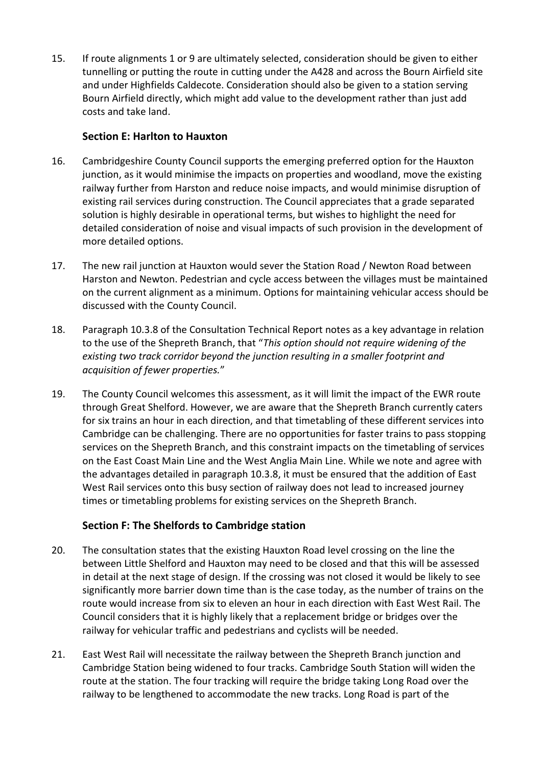15. If route alignments 1 or 9 are ultimately selected, consideration should be given to either tunnelling or putting the route in cutting under the A428 and across the Bourn Airfield site and under Highfields Caldecote. Consideration should also be given to a station serving Bourn Airfield directly, which might add value to the development rather than just add costs and take land.

### Section E: Harlton to Hauxton

16. Cambridgeshire County Council supports the emerging preferred option for the Hauxton junction, as it would minimise the impacts on properties and woodland, move the existing railway further from Harston and reduce noise impacts, and would minimise disruption of existing rail services during construction. The Council appreciates that a grade separated solution is highly desirable in operational terms, but wishes to highlight the need for detailed consideration of noise and visual impacts of such provision in the development of more detailed options.

17. The new rail junction at Hauxton would sever the Station Road / Newton Road between Harston and Newton. Pedestrian and cycle access between the villages must be maintained on the current alignment as a minimum. Options for maintaining vehicular access should be discussed with the County Council.

18. Paragraph 10.3.8 of the Consultation Technical Report notes as a key advantage in relation to the use of the Shepreth Branch, that "*This option should not require widening of the existing two track corridor beyond the junction resulting in a smaller footprint and acquisition of fewer properties.*"

19. The County Council welcomes this assessment, as it will limit the impact of the EWR route through Great Shelford. However, we are aware that the Shepreth Branch currently caters for six trains an hour in each direction, and that timetabling of these different services into Cambridge can be challenging. There are no opportunities for faster trains to pass stopping services on the Shepreth Branch, and this constraint impacts on the timetabling of services on the East Coast Main Line and the West Anglia Main Line. While we note and agree with the advantages detailed in paragraph 10.3.8, it must be ensured that the addition of East West Rail services onto this busy section of railway does not lead to increased journey times or timetabling problems for existing services on the Shepreth Branch.

### Section F: The Shelfords to Cambridge station

20. The consultation states that the existing Hauxton Road level crossing on the line the between Little Shelford and Hauxton may need to be closed and that this will be assessed in detail at the next stage of design. If the crossing was not closed it would be likely to see significantly more barrier down time than is the case today, as the number of trains on the route would increase from six to eleven an hour in each direction with East West Rail. The Council considers that it is highly likely that a replacement bridge or bridges over the railway for vehicular traffic and pedestrians and cyclists will be needed.

21. East West Rail will necessitate the railway between the Shepreth Branch junction and Cambridge Station being widened to four tracks. Cambridge South Station will widen the route at the station. The four tracking will require the bridge taking Long Road over the railway to be lengthened to accommodate the new tracks. Long Road is part of the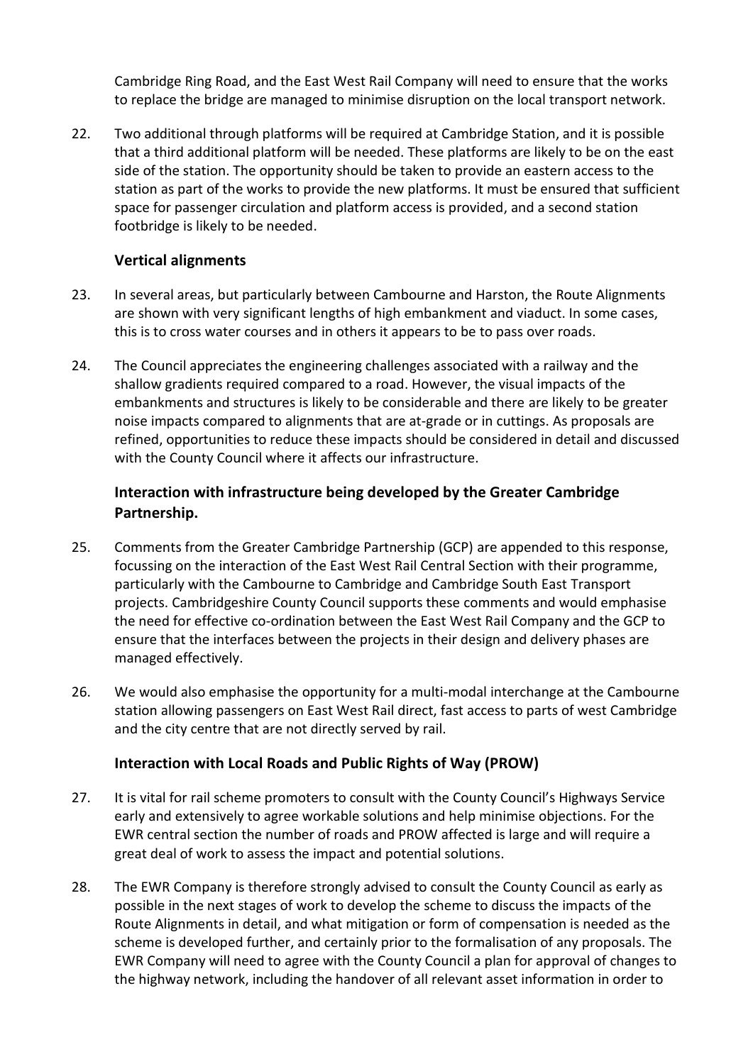Cambridge Ring Road, and the East West Rail Company will need to ensure that the works to replace the bridge are managed to minimise disruption on the local transport network.

22. Two additional through platforms will be required at Cambridge Station, and it is possible that a third additional platform will be needed. These platforms are likely to be on the east side of the station. The opportunity should be taken to provide an eastern access to the station as part of the works to provide the new platforms. It must be ensured that sufficient space for passenger circulation and platform access is provided, and a second station footbridge is likely to be needed.

### Vertical alignments

23. In several areas, but particularly between Cambourne and Harston, the Route Alignments are shown with very significant lengths of high embankment and viaduct. In some cases, this is to cross water courses and in others it appears to be to pass over roads.

24. The Council appreciates the engineering challenges associated with a railway and the shallow gradients required compared to a road. However, the visual impacts of the embankments and structures is likely to be considerable and there are likely to be greater noise impacts compared to alignments that are at-grade or in cuttings. As proposals are refined, opportunities to reduce these impacts should be considered in detail and discussed with the County Council where it affects our infrastructure.

### Interaction with infrastructure being developed by the Greater Cambridge Partnership.

25. Comments from the Greater Cambridge Partnership (GCP) are appended to this response, focussing on the interaction of the East West Rail Central Section with their programme, particularly with the Cambourne to Cambridge and Cambridge South East Transport projects. Cambridgeshire County Council supports these comments and would emphasise the need for effective co-ordination between the East West Rail Company and the GCP to ensure that the interfaces between the projects in their design and delivery phases are managed effectively.

26. We would also emphasise the opportunity for a multi-modal interchange at the Cambourne station allowing passengers on East West Rail direct, fast access to parts of west Cambridge and the city centre that are not directly served by rail.

### Interaction with Local Roads and Public Rights of Way (PROW)

27. It is vital for rail scheme promoters to consult with the County Council's Highways Service early and extensively to agree workable solutions and help minimise objections. For the EWR central section the number of roads and PROW affected is large and will require a great deal of work to assess the impact and potential solutions.

28. The EWR Company is therefore strongly advised to consult the County Council as early as possible in the next stages of work to develop the scheme to discuss the impacts of the Route Alignments in detail, and what mitigation or form of compensation is needed as the scheme is developed further, and certainly prior to the formalisation of any proposals. The EWR Company will need to agree with the County Council a plan for approval of changes to the highway network, including the handover of all relevant asset information in order to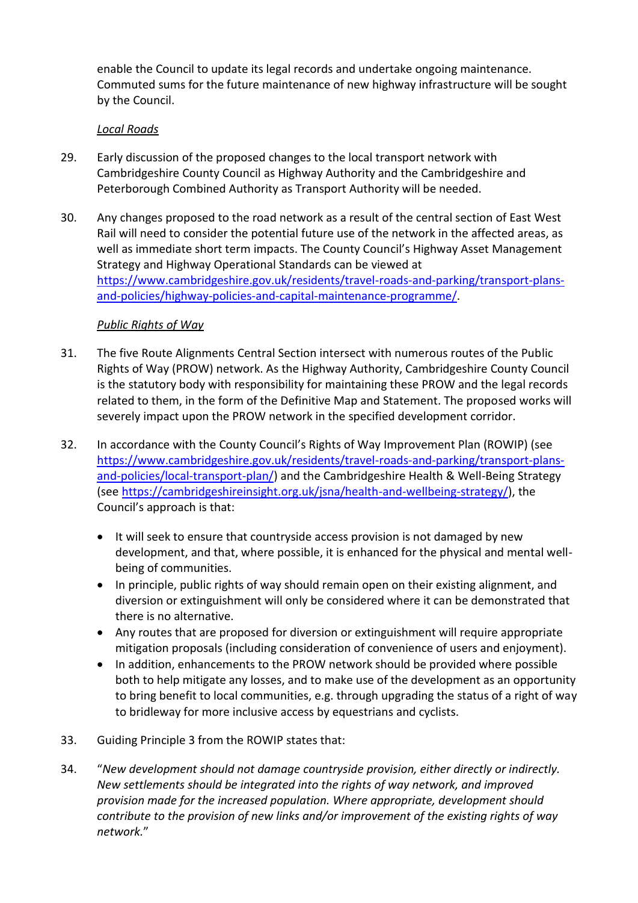enable the Council to update its legal records and undertake ongoing maintenance. Commuted sums for the future maintenance of new highway infrastructure will be sought by the Council.

*Local Roads*

29. Early discussion of the proposed changes to the local transport network with Cambridgeshire County Council as Highway Authority and the Cambridgeshire and Peterborough Combined Authority as Transport Authority will be needed.

30. Any changes proposed to the road network as a result of the central section of East West Rail will need to consider the potential future use of the network in the affected areas, as well as immediate short term impacts. The County Council's Highway Asset Management Strategy and Highway Operational Standards can be viewed at https://www.cambridgeshire.gov.uk/residents/travel-roads-and-parking/transport-plans-and-policies/highway-policies-and-capital-maintenance-programme/.

*Public Rights of Way*

31. The five Route Alignments Central Section intersect with numerous routes of the Public Rights of Way (PROW) network. As the Highway Authority, Cambridgeshire County Council is the statutory body with responsibility for maintaining these PROW and the legal records related to them, in the form of the Definitive Map and Statement. The proposed works will severely impact upon the PROW network in the specified development corridor.

32. In accordance with the County Council's Rights of Way Improvement Plan (ROWIP) (see https://www.cambridgeshire.gov.uk/residents/travel-roads-and-parking/transport-plans-and-policies/local-transport-plan/) and the Cambridgeshire Health & Well-Being Strategy (see https://cambridgeshireinsight.org.uk/jsna/health-and-wellbeing-strategy/), the Council's approach is that:

    - It will seek to ensure that countryside access provision is not damaged by new development, and that, where possible, it is enhanced for the physical and mental well-being of communities.
    - In principle, public rights of way should remain open on their existing alignment, and diversion or extinguishment will only be considered where it can be demonstrated that there is no alternative.
    - Any routes that are proposed for diversion or extinguishment will require appropriate mitigation proposals (including consideration of convenience of users and enjoyment).
    - In addition, enhancements to the PROW network should be provided where possible both to help mitigate any losses, and to make use of the development as an opportunity to bring benefit to local communities, e.g. through upgrading the status of a right of way to bridleway for more inclusive access by equestrians and cyclists.

33. Guiding Principle 3 from the ROWIP states that:

34. "*New development should not damage countryside provision, either directly or indirectly. New settlements should be integrated into the rights of way network, and improved provision made for the increased population. Where appropriate, development should contribute to the provision of new links and/or improvement of the existing rights of way network.*"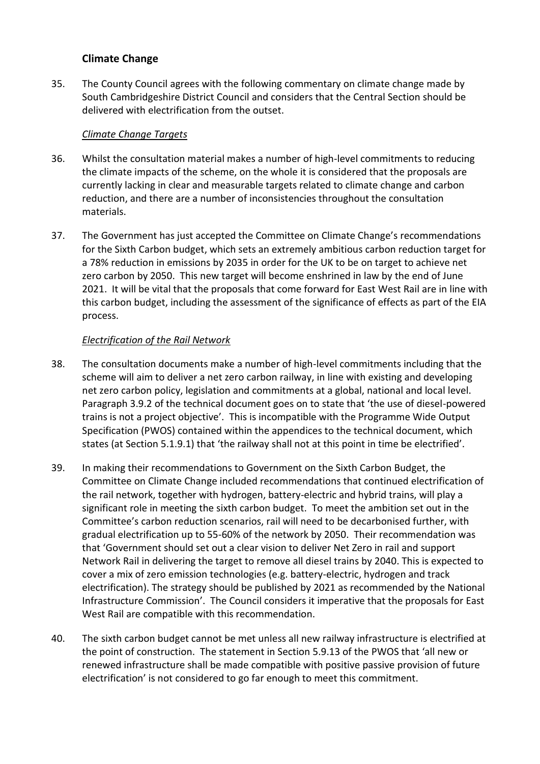## Climate Change

35. The County Council agrees with the following commentary on climate change made by South Cambridgeshire District Council and considers that the Central Section should be delivered with electrification from the outset.

*Climate Change Targets*

36. Whilst the consultation material makes a number of high-level commitments to reducing the climate impacts of the scheme, on the whole it is considered that the proposals are currently lacking in clear and measurable targets related to climate change and carbon reduction, and there are a number of inconsistencies throughout the consultation materials.

37. The Government has just accepted the Committee on Climate Change's recommendations for the Sixth Carbon budget, which sets an extremely ambitious carbon reduction target for a 78% reduction in emissions by 2035 in order for the UK to be on target to achieve net zero carbon by 2050. This new target will become enshrined in law by the end of June 2021. It will be vital that the proposals that come forward for East West Rail are in line with this carbon budget, including the assessment of the significance of effects as part of the EIA process.

*Electrification of the Rail Network*

38. The consultation documents make a number of high-level commitments including that the scheme will aim to deliver a net zero carbon railway, in line with existing and developing net zero carbon policy, legislation and commitments at a global, national and local level. Paragraph 3.9.2 of the technical document goes on to state that 'the use of diesel-powered trains is not a project objective'. This is incompatible with the Programme Wide Output Specification (PWOS) contained within the appendices to the technical document, which states (at Section 5.1.9.1) that 'the railway shall not at this point in time be electrified'.

39. In making their recommendations to Government on the Sixth Carbon Budget, the Committee on Climate Change included recommendations that continued electrification of the rail network, together with hydrogen, battery-electric and hybrid trains, will play a significant role in meeting the sixth carbon budget. To meet the ambition set out in the Committee's carbon reduction scenarios, rail will need to be decarbonised further, with gradual electrification up to 55-60% of the network by 2050. Their recommendation was that 'Government should set out a clear vision to deliver Net Zero in rail and support Network Rail in delivering the target to remove all diesel trains by 2040. This is expected to cover a mix of zero emission technologies (e.g. battery-electric, hydrogen and track electrification). The strategy should be published by 2021 as recommended by the National Infrastructure Commission'. The Council considers it imperative that the proposals for East West Rail are compatible with this recommendation.

40. The sixth carbon budget cannot be met unless all new railway infrastructure is electrified at the point of construction. The statement in Section 5.9.13 of the PWOS that 'all new or renewed infrastructure shall be made compatible with positive passive provision of future electrification' is not considered to go far enough to meet this commitment.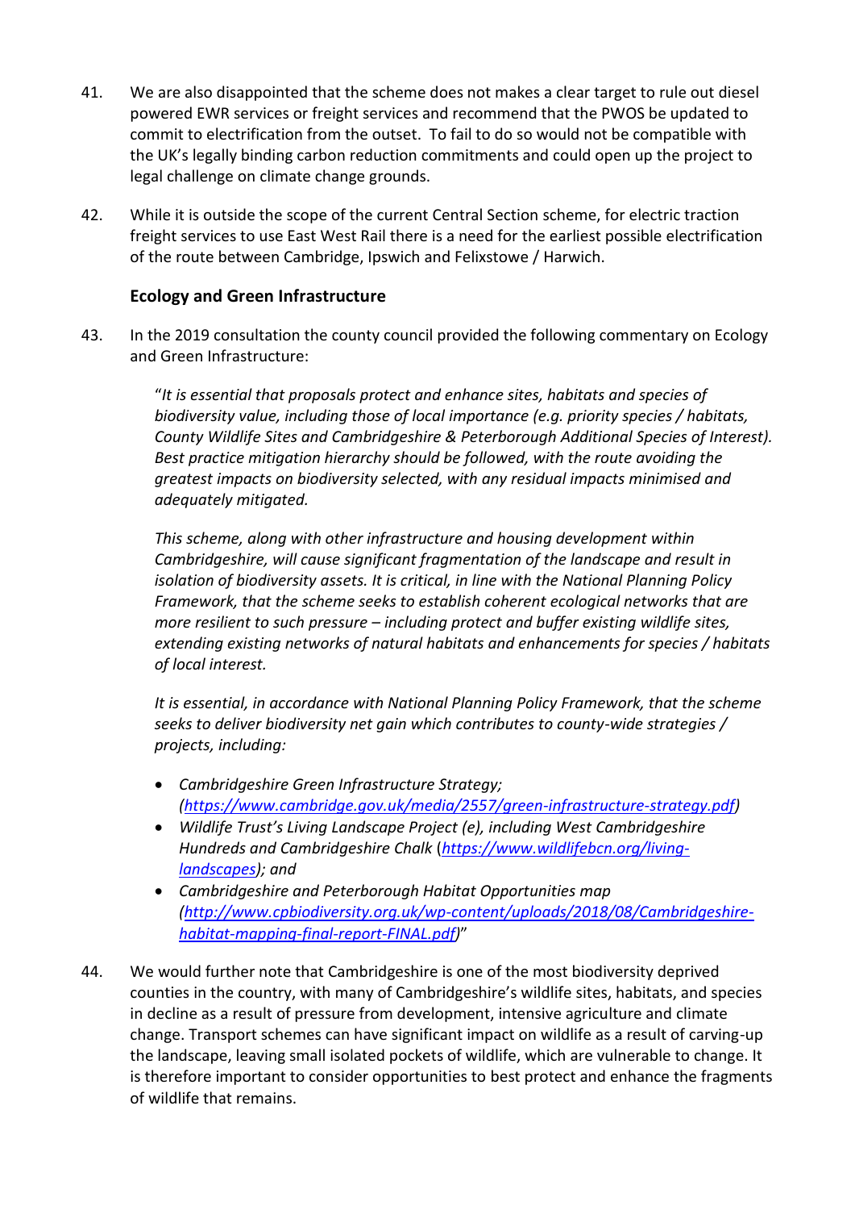41. We are also disappointed that the scheme does not makes a clear target to rule out diesel powered EWR services or freight services and recommend that the PWOS be updated to commit to electrification from the outset. To fail to do so would not be compatible with the UK's legally binding carbon reduction commitments and could open up the project to legal challenge on climate change grounds.

42. While it is outside the scope of the current Central Section scheme, for electric traction freight services to use East West Rail there is a need for the earliest possible electrification of the route between Cambridge, Ipswich and Felixstowe / Harwich.

### Ecology and Green Infrastructure

43. In the 2019 consultation the county council provided the following commentary on Ecology and Green Infrastructure:

> "*It is essential that proposals protect and enhance sites, habitats and species of biodiversity value, including those of local importance (e.g. priority species / habitats, County Wildlife Sites and Cambridgeshire & Peterborough Additional Species of Interest). Best practice mitigation hierarchy should be followed, with the route avoiding the greatest impacts on biodiversity selected, with any residual impacts minimised and adequately mitigated.*
>
> *This scheme, along with other infrastructure and housing development within Cambridgeshire, will cause significant fragmentation of the landscape and result in isolation of biodiversity assets. It is critical, in line with the National Planning Policy Framework, that the scheme seeks to establish coherent ecological networks that are more resilient to such pressure – including protect and buffer existing wildlife sites, extending existing networks of natural habitats and enhancements for species / habitats of local interest.*
>
> *It is essential, in accordance with National Planning Policy Framework, that the scheme seeks to deliver biodiversity net gain which contributes to county-wide strategies / projects, including:*
>
> - *Cambridgeshire Green Infrastructure Strategy; (https://www.cambridge.gov.uk/media/2557/green-infrastructure-strategy.pdf)*
> - *Wildlife Trust's Living Landscape Project (e), including West Cambridgeshire Hundreds and Cambridgeshire Chalk (https://www.wildlifebcn.org/living-landscapes); and*
> - *Cambridgeshire and Peterborough Habitat Opportunities map (http://www.cpbiodiversity.org.uk/wp-content/uploads/2018/08/Cambridgeshire-habitat-mapping-final-report-FINAL.pdf)*"

44. We would further note that Cambridgeshire is one of the most biodiversity deprived counties in the country, with many of Cambridgeshire's wildlife sites, habitats, and species in decline as a result of pressure from development, intensive agriculture and climate change. Transport schemes can have significant impact on wildlife as a result of carving-up the landscape, leaving small isolated pockets of wildlife, which are vulnerable to change. It is therefore important to consider opportunities to best protect and enhance the fragments of wildlife that remains.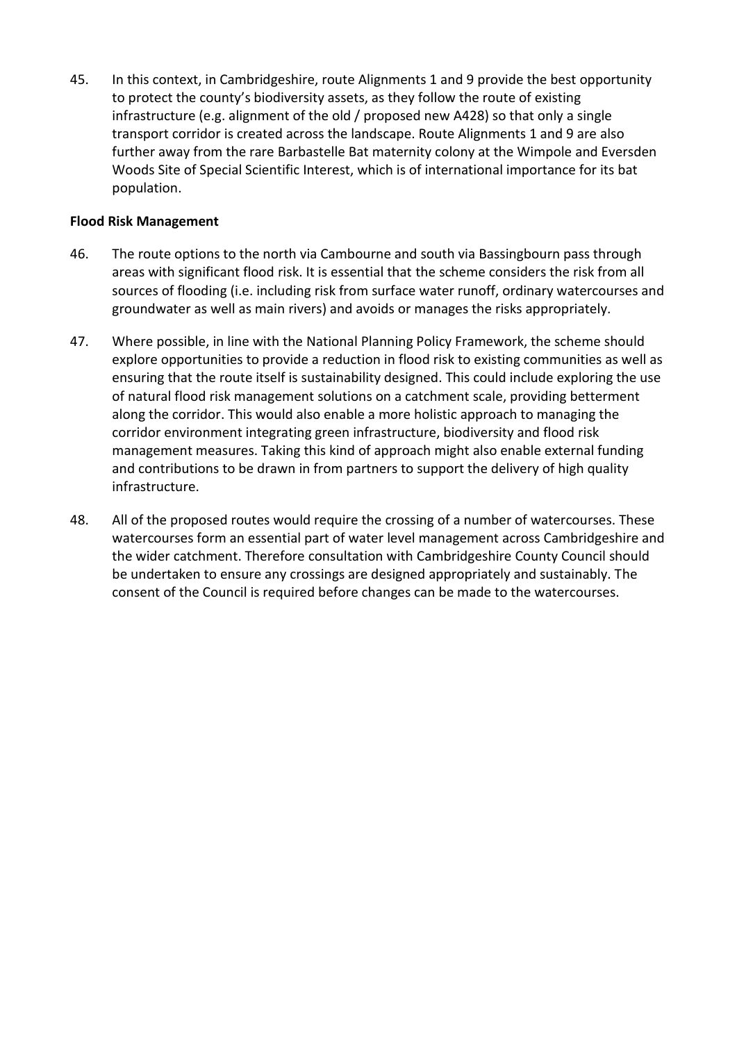45. In this context, in Cambridgeshire, route Alignments 1 and 9 provide the best opportunity to protect the county's biodiversity assets, as they follow the route of existing infrastructure (e.g. alignment of the old / proposed new A428) so that only a single transport corridor is created across the landscape. Route Alignments 1 and 9 are also further away from the rare Barbastelle Bat maternity colony at the Wimpole and Eversden Woods Site of Special Scientific Interest, which is of international importance for its bat population.

**Flood Risk Management**

46. The route options to the north via Cambourne and south via Bassingbourn pass through areas with significant flood risk. It is essential that the scheme considers the risk from all sources of flooding (i.e. including risk from surface water runoff, ordinary watercourses and groundwater as well as main rivers) and avoids or manages the risks appropriately.

47. Where possible, in line with the National Planning Policy Framework, the scheme should explore opportunities to provide a reduction in flood risk to existing communities as well as ensuring that the route itself is sustainability designed. This could include exploring the use of natural flood risk management solutions on a catchment scale, providing betterment along the corridor. This would also enable a more holistic approach to managing the corridor environment integrating green infrastructure, biodiversity and flood risk management measures. Taking this kind of approach might also enable external funding and contributions to be drawn in from partners to support the delivery of high quality infrastructure.

48. All of the proposed routes would require the crossing of a number of watercourses. These watercourses form an essential part of water level management across Cambridgeshire and the wider catchment. Therefore consultation with Cambridgeshire County Council should be undertaken to ensure any crossings are designed appropriately and sustainably. The consent of the Council is required before changes can be made to the watercourses.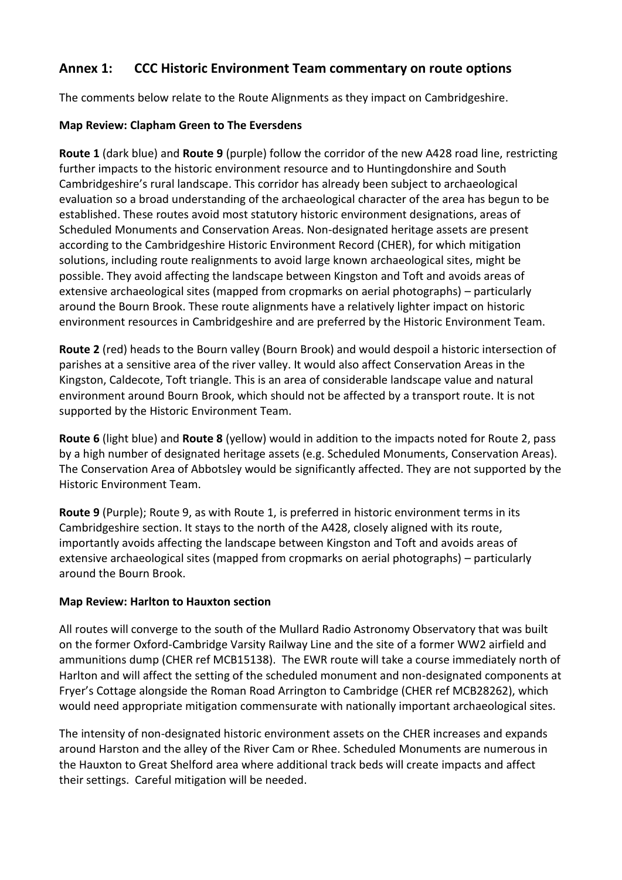## Annex 1: CCC Historic Environment Team commentary on route options

The comments below relate to the Route Alignments as they impact on Cambridgeshire.

**Map Review: Clapham Green to The Eversdens**

**Route 1** (dark blue) and **Route 9** (purple) follow the corridor of the new A428 road line, restricting further impacts to the historic environment resource and to Huntingdonshire and South Cambridgeshire's rural landscape. This corridor has already been subject to archaeological evaluation so a broad understanding of the archaeological character of the area has begun to be established. These routes avoid most statutory historic environment designations, areas of Scheduled Monuments and Conservation Areas. Non-designated heritage assets are present according to the Cambridgeshire Historic Environment Record (CHER), for which mitigation solutions, including route realignments to avoid large known archaeological sites, might be possible. They avoid affecting the landscape between Kingston and Toft and avoids areas of extensive archaeological sites (mapped from cropmarks on aerial photographs) – particularly around the Bourn Brook. These route alignments have a relatively lighter impact on historic environment resources in Cambridgeshire and are preferred by the Historic Environment Team.

**Route 2** (red) heads to the Bourn valley (Bourn Brook) and would despoil a historic intersection of parishes at a sensitive area of the river valley. It would also affect Conservation Areas in the Kingston, Caldecote, Toft triangle. This is an area of considerable landscape value and natural environment around Bourn Brook, which should not be affected by a transport route. It is not supported by the Historic Environment Team.

**Route 6** (light blue) and **Route 8** (yellow) would in addition to the impacts noted for Route 2, pass by a high number of designated heritage assets (e.g. Scheduled Monuments, Conservation Areas). The Conservation Area of Abbotsley would be significantly affected. They are not supported by the Historic Environment Team.

**Route 9** (Purple); Route 9, as with Route 1, is preferred in historic environment terms in its Cambridgeshire section. It stays to the north of the A428, closely aligned with its route, importantly avoids affecting the landscape between Kingston and Toft and avoids areas of extensive archaeological sites (mapped from cropmarks on aerial photographs) – particularly around the Bourn Brook.

**Map Review: Harlton to Hauxton section**

All routes will converge to the south of the Mullard Radio Astronomy Observatory that was built on the former Oxford-Cambridge Varsity Railway Line and the site of a former WW2 airfield and ammunitions dump (CHER ref MCB15138). The EWR route will take a course immediately north of Harlton and will affect the setting of the scheduled monument and non-designated components at Fryer's Cottage alongside the Roman Road Arrington to Cambridge (CHER ref MCB28262), which would need appropriate mitigation commensurate with nationally important archaeological sites.

The intensity of non-designated historic environment assets on the CHER increases and expands around Harston and the alley of the River Cam or Rhee. Scheduled Monuments are numerous in the Hauxton to Great Shelford area where additional track beds will create impacts and affect their settings. Careful mitigation will be needed.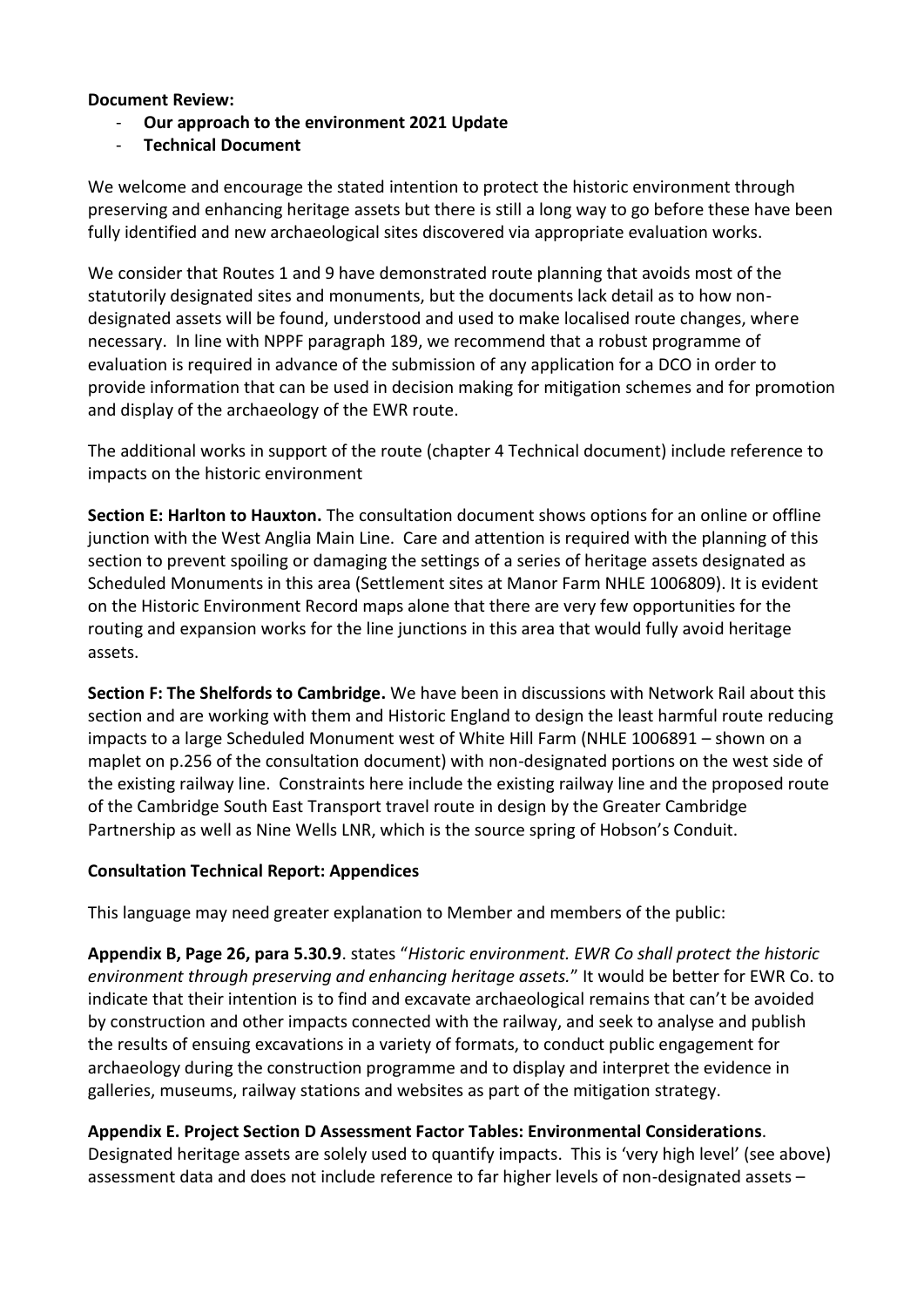**Document Review:**

- **Our approach to the environment 2021 Update**
- **Technical Document**

We welcome and encourage the stated intention to protect the historic environment through preserving and enhancing heritage assets but there is still a long way to go before these have been fully identified and new archaeological sites discovered via appropriate evaluation works.

We consider that Routes 1 and 9 have demonstrated route planning that avoids most of the statutorily designated sites and monuments, but the documents lack detail as to how non-designated assets will be found, understood and used to make localised route changes, where necessary. In line with NPPF paragraph 189, we recommend that a robust programme of evaluation is required in advance of the submission of any application for a DCO in order to provide information that can be used in decision making for mitigation schemes and for promotion and display of the archaeology of the EWR route.

The additional works in support of the route (chapter 4 Technical document) include reference to impacts on the historic environment

**Section E: Harlton to Hauxton.** The consultation document shows options for an online or offline junction with the West Anglia Main Line. Care and attention is required with the planning of this section to prevent spoiling or damaging the settings of a series of heritage assets designated as Scheduled Monuments in this area (Settlement sites at Manor Farm NHLE 1006809). It is evident on the Historic Environment Record maps alone that there are very few opportunities for the routing and expansion works for the line junctions in this area that would fully avoid heritage assets.

**Section F: The Shelfords to Cambridge.** We have been in discussions with Network Rail about this section and are working with them and Historic England to design the least harmful route reducing impacts to a large Scheduled Monument west of White Hill Farm (NHLE 1006891 – shown on a maplet on p.256 of the consultation document) with non-designated portions on the west side of the existing railway line. Constraints here include the existing railway line and the proposed route of the Cambridge South East Transport travel route in design by the Greater Cambridge Partnership as well as Nine Wells LNR, which is the source spring of Hobson's Conduit.

**Consultation Technical Report: Appendices**

This language may need greater explanation to Member and members of the public:

**Appendix B, Page 26, para 5.30.9**. states "*Historic environment. EWR Co shall protect the historic environment through preserving and enhancing heritage assets.*" It would be better for EWR Co. to indicate that their intention is to find and excavate archaeological remains that can't be avoided by construction and other impacts connected with the railway, and seek to analyse and publish the results of ensuing excavations in a variety of formats, to conduct public engagement for archaeology during the construction programme and to display and interpret the evidence in galleries, museums, railway stations and websites as part of the mitigation strategy.

**Appendix E. Project Section D Assessment Factor Tables: Environmental Considerations**. Designated heritage assets are solely used to quantify impacts. This is 'very high level' (see above) assessment data and does not include reference to far higher levels of non-designated assets –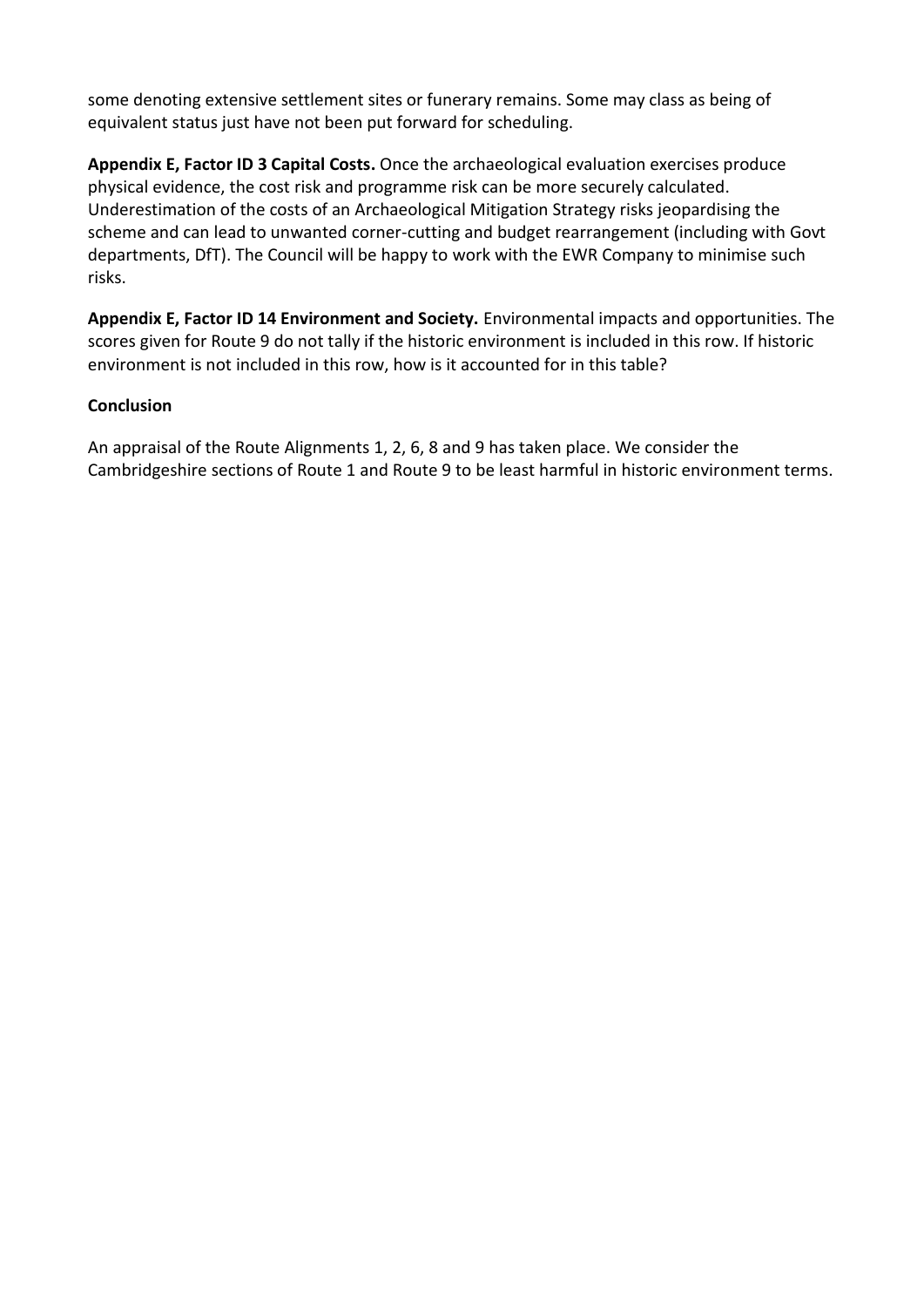some denoting extensive settlement sites or funerary remains. Some may class as being of equivalent status just have not been put forward for scheduling.

**Appendix E, Factor ID 3 Capital Costs.** Once the archaeological evaluation exercises produce physical evidence, the cost risk and programme risk can be more securely calculated. Underestimation of the costs of an Archaeological Mitigation Strategy risks jeopardising the scheme and can lead to unwanted corner-cutting and budget rearrangement (including with Govt departments, DfT). The Council will be happy to work with the EWR Company to minimise such risks.

**Appendix E, Factor ID 14 Environment and Society.** Environmental impacts and opportunities. The scores given for Route 9 do not tally if the historic environment is included in this row. If historic environment is not included in this row, how is it accounted for in this table?

**Conclusion**

An appraisal of the Route Alignments 1, 2, 6, 8 and 9 has taken place. We consider the Cambridgeshire sections of Route 1 and Route 9 to be least harmful in historic environment terms.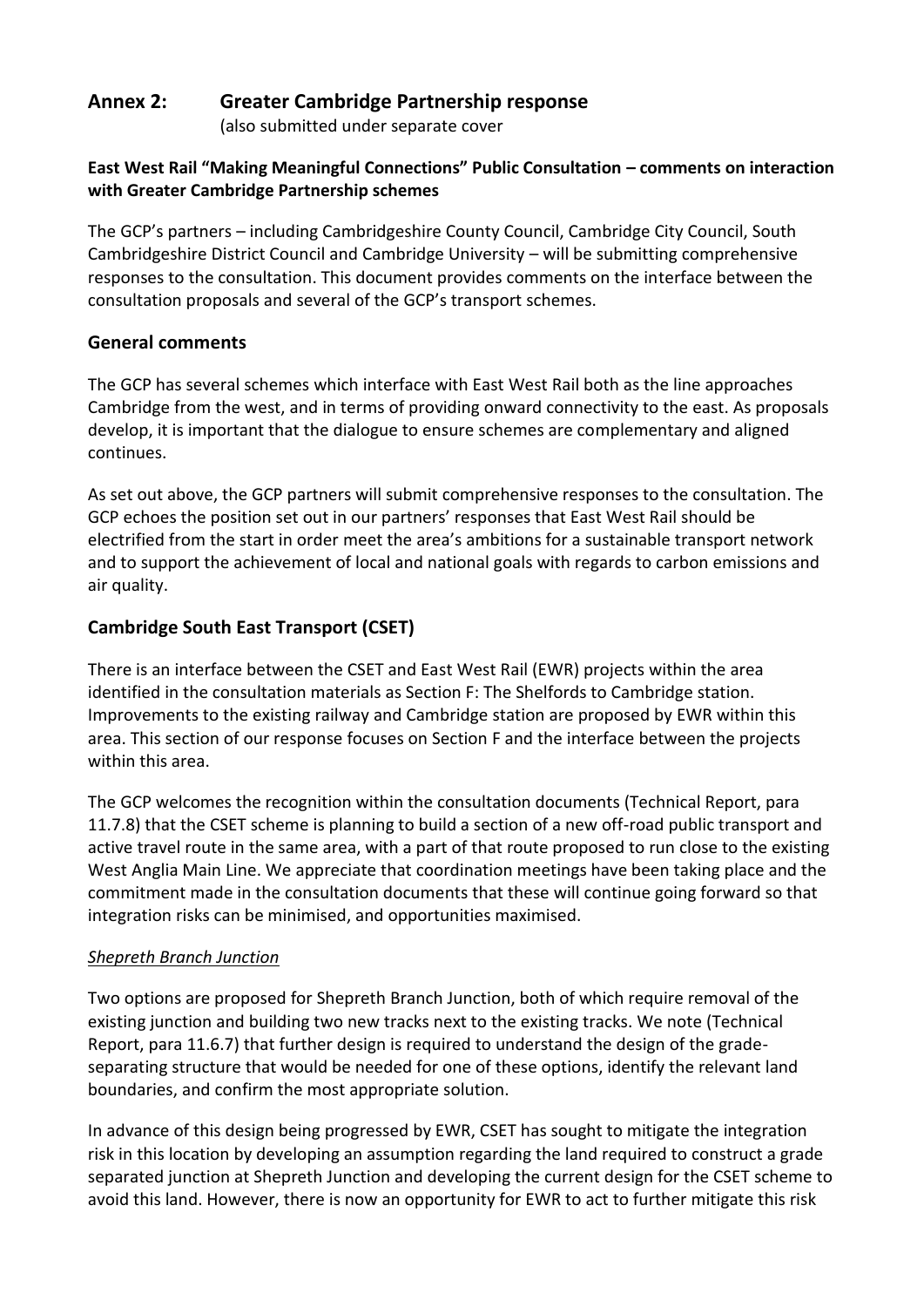## Annex 2: Greater Cambridge Partnership response

(also submitted under separate cover

**East West Rail "Making Meaningful Connections" Public Consultation – comments on interaction with Greater Cambridge Partnership schemes**

The GCP's partners – including Cambridgeshire County Council, Cambridge City Council, South Cambridgeshire District Council and Cambridge University – will be submitting comprehensive responses to the consultation. This document provides comments on the interface between the consultation proposals and several of the GCP's transport schemes.

### General comments

The GCP has several schemes which interface with East West Rail both as the line approaches Cambridge from the west, and in terms of providing onward connectivity to the east. As proposals develop, it is important that the dialogue to ensure schemes are complementary and aligned continues.

As set out above, the GCP partners will submit comprehensive responses to the consultation. The GCP echoes the position set out in our partners' responses that East West Rail should be electrified from the start in order meet the area's ambitions for a sustainable transport network and to support the achievement of local and national goals with regards to carbon emissions and air quality.

### Cambridge South East Transport (CSET)

There is an interface between the CSET and East West Rail (EWR) projects within the area identified in the consultation materials as Section F: The Shelfords to Cambridge station. Improvements to the existing railway and Cambridge station are proposed by EWR within this area. This section of our response focuses on Section F and the interface between the projects within this area.

The GCP welcomes the recognition within the consultation documents (Technical Report, para 11.7.8) that the CSET scheme is planning to build a section of a new off-road public transport and active travel route in the same area, with a part of that route proposed to run close to the existing West Anglia Main Line. We appreciate that coordination meetings have been taking place and the commitment made in the consultation documents that these will continue going forward so that integration risks can be minimised, and opportunities maximised.

*Shepreth Branch Junction*

Two options are proposed for Shepreth Branch Junction, both of which require removal of the existing junction and building two new tracks next to the existing tracks. We note (Technical Report, para 11.6.7) that further design is required to understand the design of the grade-separating structure that would be needed for one of these options, identify the relevant land boundaries, and confirm the most appropriate solution.

In advance of this design being progressed by EWR, CSET has sought to mitigate the integration risk in this location by developing an assumption regarding the land required to construct a grade separated junction at Shepreth Junction and developing the current design for the CSET scheme to avoid this land. However, there is now an opportunity for EWR to act to further mitigate this risk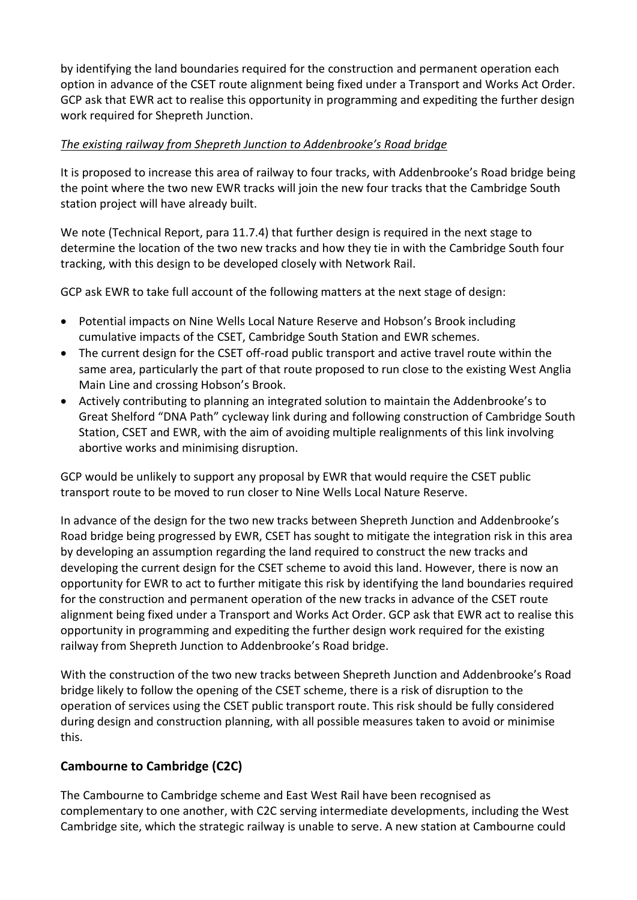by identifying the land boundaries required for the construction and permanent operation each option in advance of the CSET route alignment being fixed under a Transport and Works Act Order. GCP ask that EWR act to realise this opportunity in programming and expediting the further design work required for Shepreth Junction.

*The existing railway from Shepreth Junction to Addenbrooke's Road bridge*

It is proposed to increase this area of railway to four tracks, with Addenbrooke's Road bridge being the point where the two new EWR tracks will join the new four tracks that the Cambridge South station project will have already built.

We note (Technical Report, para 11.7.4) that further design is required in the next stage to determine the location of the two new tracks and how they tie in with the Cambridge South four tracking, with this design to be developed closely with Network Rail.

GCP ask EWR to take full account of the following matters at the next stage of design:

- Potential impacts on Nine Wells Local Nature Reserve and Hobson's Brook including cumulative impacts of the CSET, Cambridge South Station and EWR schemes.
- The current design for the CSET off-road public transport and active travel route within the same area, particularly the part of that route proposed to run close to the existing West Anglia Main Line and crossing Hobson's Brook.
- Actively contributing to planning an integrated solution to maintain the Addenbrooke's to Great Shelford "DNA Path" cycleway link during and following construction of Cambridge South Station, CSET and EWR, with the aim of avoiding multiple realignments of this link involving abortive works and minimising disruption.

GCP would be unlikely to support any proposal by EWR that would require the CSET public transport route to be moved to run closer to Nine Wells Local Nature Reserve.

In advance of the design for the two new tracks between Shepreth Junction and Addenbrooke's Road bridge being progressed by EWR, CSET has sought to mitigate the integration risk in this area by developing an assumption regarding the land required to construct the new tracks and developing the current design for the CSET scheme to avoid this land. However, there is now an opportunity for EWR to act to further mitigate this risk by identifying the land boundaries required for the construction and permanent operation of the new tracks in advance of the CSET route alignment being fixed under a Transport and Works Act Order. GCP ask that EWR act to realise this opportunity in programming and expediting the further design work required for the existing railway from Shepreth Junction to Addenbrooke's Road bridge.

With the construction of the two new tracks between Shepreth Junction and Addenbrooke's Road bridge likely to follow the opening of the CSET scheme, there is a risk of disruption to the operation of services using the CSET public transport route. This risk should be fully considered during design and construction planning, with all possible measures taken to avoid or minimise this.

## Cambourne to Cambridge (C2C)

The Cambourne to Cambridge scheme and East West Rail have been recognised as complementary to one another, with C2C serving intermediate developments, including the West Cambridge site, which the strategic railway is unable to serve. A new station at Cambourne could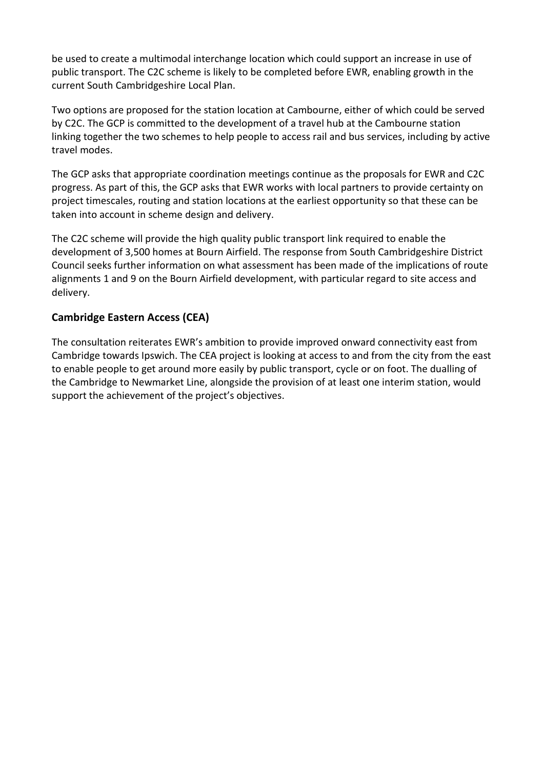be used to create a multimodal interchange location which could support an increase in use of public transport. The C2C scheme is likely to be completed before EWR, enabling growth in the current South Cambridgeshire Local Plan.

Two options are proposed for the station location at Cambourne, either of which could be served by C2C. The GCP is committed to the development of a travel hub at the Cambourne station linking together the two schemes to help people to access rail and bus services, including by active travel modes.

The GCP asks that appropriate coordination meetings continue as the proposals for EWR and C2C progress. As part of this, the GCP asks that EWR works with local partners to provide certainty on project timescales, routing and station locations at the earliest opportunity so that these can be taken into account in scheme design and delivery.

The C2C scheme will provide the high quality public transport link required to enable the development of 3,500 homes at Bourn Airfield. The response from South Cambridgeshire District Council seeks further information on what assessment has been made of the implications of route alignments 1 and 9 on the Bourn Airfield development, with particular regard to site access and delivery.

## Cambridge Eastern Access (CEA)

The consultation reiterates EWR's ambition to provide improved onward connectivity east from Cambridge towards Ipswich. The CEA project is looking at access to and from the city from the east to enable people to get around more easily by public transport, cycle or on foot. The dualling of the Cambridge to Newmarket Line, alongside the provision of at least one interim station, would support the achievement of the project's objectives.